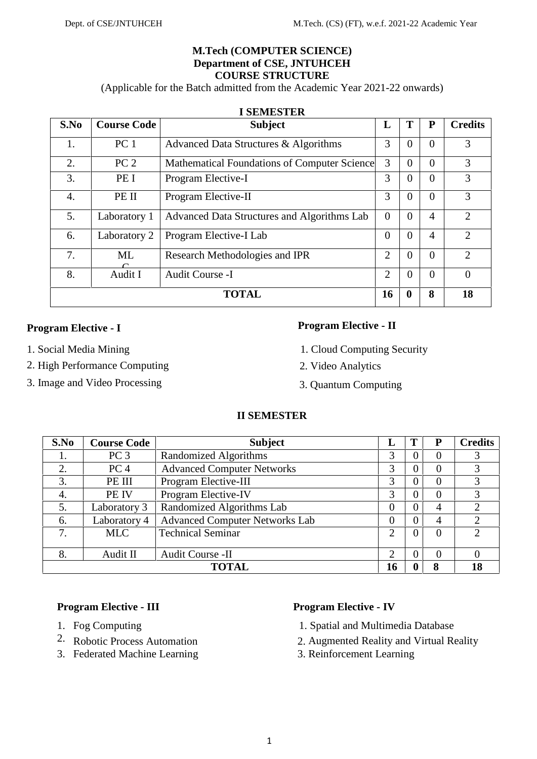# M.Tech (COMPUTER SCIENCE)
## Department of CSE, JNTUHCEH
## COURSE STRUCTURE

(Applicable for the Batch admitted from the Academic Year 2021-22 onwards)

### I SEMESTER

| S.No | Course Code | Subject | L | T | P | Credits |
|---|---|---|---|---|---|---|
| 1. | PC 1 | Advanced Data Structures & Algorithms | 3 | 0 | 0 | 3 |
| 2. | PC 2 | Mathematical Foundations of Computer Science | 3 | 0 | 0 | 3 |
| 3. | PE I | Program Elective-I | 3 | 0 | 0 | 3 |
| 4. | PE II | Program Elective-II | 3 | 0 | 0 | 3 |
| 5. | Laboratory 1 | Advanced Data Structures and Algorithms Lab | 0 | 0 | 4 | 2 |
| 6. | Laboratory 2 | Program Elective-I Lab | 0 | 0 | 4 | 2 |
| 7. | MLC | Research Methodologies and IPR | 2 | 0 | 0 | 2 |
| 8. | Audit I | Audit Course -I | 2 | 0 | 0 | 0 |
| | | **TOTAL** | **16** | **0** | **8** | **18** |

**Program Elective - I**

1. Social Media Mining
2. High Performance Computing
3. Image and Video Processing

**Program Elective - II**

1. Cloud Computing Security
2. Video Analytics
3. Quantum Computing

### II SEMESTER

| S.No | Course Code | Subject | L | T | P | Credits |
|---|---|---|---|---|---|---|
| 1. | PC 3 | Randomized Algorithms | 3 | 0 | 0 | 3 |
| 2. | PC 4 | Advanced Computer Networks | 3 | 0 | 0 | 3 |
| 3. | PE III | Program Elective-III | 3 | 0 | 0 | 3 |
| 4. | PE IV | Program Elective-IV | 3 | 0 | 0 | 3 |
| 5. | Laboratory 3 | Randomized Algorithms Lab | 0 | 0 | 4 | 2 |
| 6. | Laboratory 4 | Advanced Computer Networks Lab | 0 | 0 | 4 | 2 |
| 7. | MLC | Technical Seminar | 2 | 0 | 0 | 2 |
| 8. | Audit II | Audit Course -II | 2 | 0 | 0 | 0 |
| | | **TOTAL** | **16** | **0** | **8** | **18** |

**Program Elective - III**

1. Fog Computing
2. Robotic Process Automation
3. Federated Machine Learning

**Program Elective - IV**

1. Spatial and Multimedia Database
2. Augmented Reality and Virtual Reality
3. Reinforcement Learning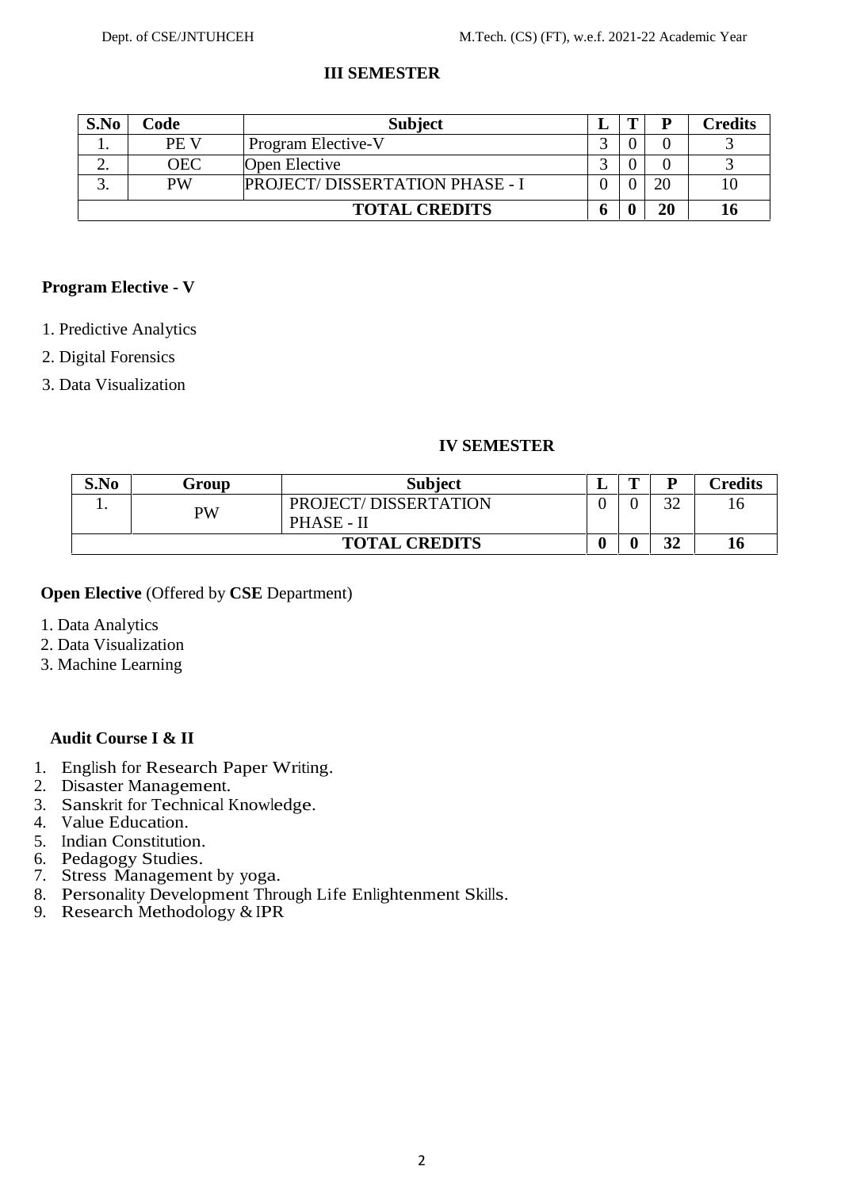## III SEMESTER

| S.No | Code | Subject | L | T | P | Credits |
|---|---|---|---|---|---|---|
| 1. | PE V | Program Elective-V | 3 | 0 | 0 | 3 |
| 2. | OEC | Open Elective | 3 | 0 | 0 | 3 |
| 3. | PW | PROJECT/ DISSERTATION PHASE - I | 0 | 0 | 20 | 10 |
| | | **TOTAL CREDITS** | **6** | **0** | **20** | **16** |

**Program Elective - V**

1. Predictive Analytics
2. Digital Forensics
3. Data Visualization

## IV SEMESTER

| S.No | Group | Subject | L | T | P | Credits |
|---|---|---|---|---|---|---|
| 1. | PW | PROJECT/ DISSERTATION PHASE - II | 0 | 0 | 32 | 16 |
| | | **TOTAL CREDITS** | **0** | **0** | **32** | **16** |

**Open Elective** (Offered by **CSE** Department)

1. Data Analytics
2. Data Visualization
3. Machine Learning

**Audit Course I & II**

1. English for Research Paper Writing.
2. Disaster Management.
3. Sanskrit for Technical Knowledge.
4. Value Education.
5. Indian Constitution.
6. Pedagogy Studies.
7. Stress Management by yoga.
8. Personality Development Through Life Enlightenment Skills.
9. Research Methodology & IPR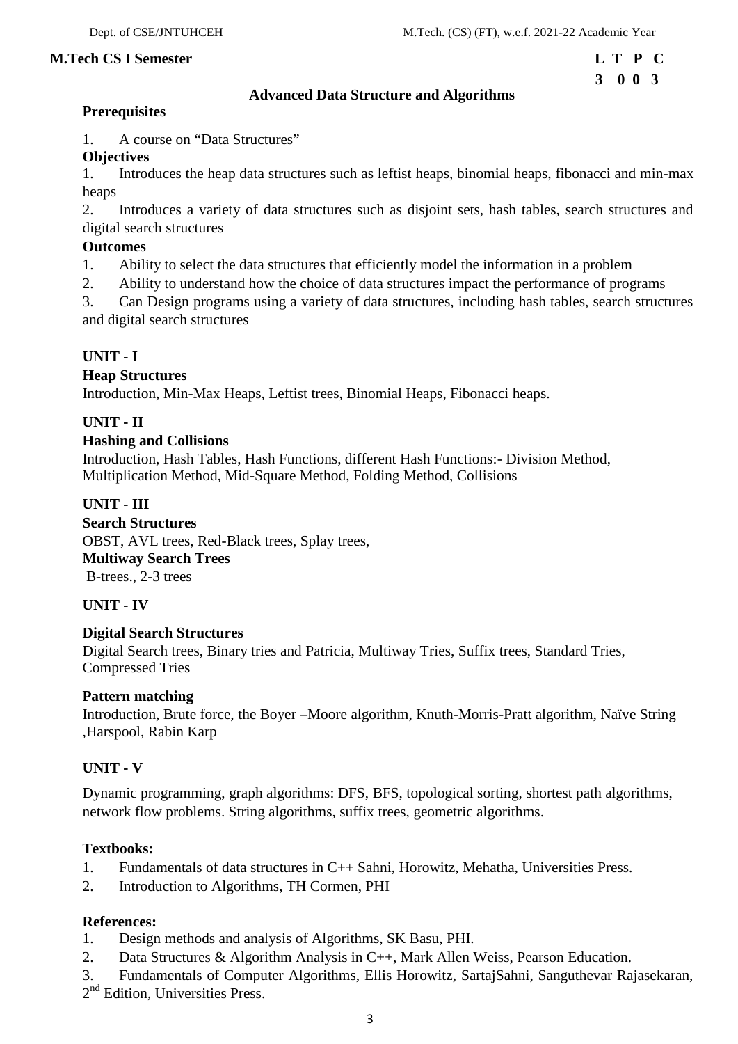**M.Tech CS I Semester**

| L | T | P | C |
|---|---|---|---|
| 3 | 0 | 0 | 3 |

## Advanced Data Structure and Algorithms

**Prerequisites**

1. A course on "Data Structures"

**Objectives**

1. Introduces the heap data structures such as leftist heaps, binomial heaps, fibonacci and min-max heaps
2. Introduces a variety of data structures such as disjoint sets, hash tables, search structures and digital search structures

**Outcomes**

1. Ability to select the data structures that efficiently model the information in a problem
2. Ability to understand how the choice of data structures impact the performance of programs
3. Can Design programs using a variety of data structures, including hash tables, search structures and digital search structures

### UNIT - I

**Heap Structures**

Introduction, Min-Max Heaps, Leftist trees, Binomial Heaps, Fibonacci heaps.

### UNIT - II

**Hashing and Collisions**

Introduction, Hash Tables, Hash Functions, different Hash Functions:- Division Method, Multiplication Method, Mid-Square Method, Folding Method, Collisions

### UNIT - III

**Search Structures**

OBST, AVL trees, Red-Black trees, Splay trees,

**Multiway Search Trees**

B-trees., 2-3 trees

### UNIT - IV

**Digital Search Structures**

Digital Search trees, Binary tries and Patricia, Multiway Tries, Suffix trees, Standard Tries, Compressed Tries

**Pattern matching**

Introduction, Brute force, the Boyer –Moore algorithm, Knuth-Morris-Pratt algorithm, Naïve String ,Harspool, Rabin Karp

### UNIT - V

Dynamic programming, graph algorithms: DFS, BFS, topological sorting, shortest path algorithms, network flow problems. String algorithms, suffix trees, geometric algorithms.

**Textbooks:**

1. Fundamentals of data structures in C++ Sahni, Horowitz, Mehatha, Universities Press.
2. Introduction to Algorithms, TH Cormen, PHI

**References:**

1. Design methods and analysis of Algorithms, SK Basu, PHI.
2. Data Structures & Algorithm Analysis in C++, Mark Allen Weiss, Pearson Education.
3. Fundamentals of Computer Algorithms, Ellis Horowitz, SartajSahni, Sanguthevar Rajasekaran, 2nd Edition, Universities Press.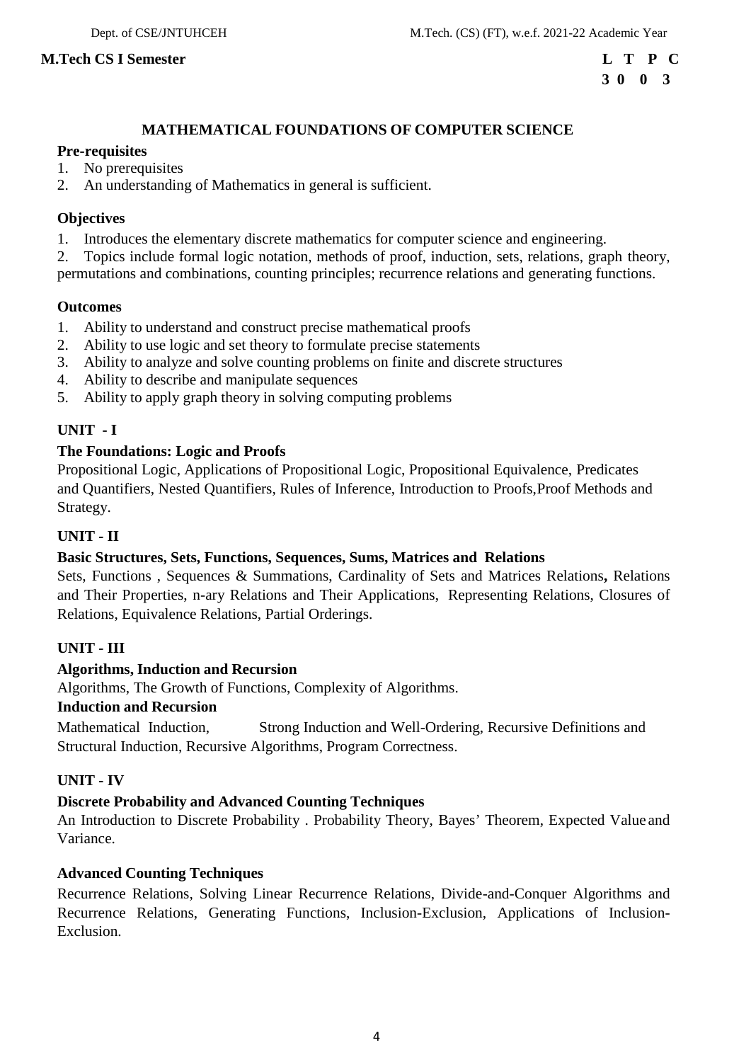**M.Tech CS I Semester**

| L | T | P | C |
|---|---|---|---|
| 3 | 0 | 0 | 3 |

# MATHEMATICAL FOUNDATIONS OF COMPUTER SCIENCE

**Pre-requisites**

1. No prerequisites
2. An understanding of Mathematics in general is sufficient.

**Objectives**

1. Introduces the elementary discrete mathematics for computer science and engineering.
2. Topics include formal logic notation, methods of proof, induction, sets, relations, graph theory, permutations and combinations, counting principles; recurrence relations and generating functions.

**Outcomes**

1. Ability to understand and construct precise mathematical proofs
2. Ability to use logic and set theory to formulate precise statements
3. Ability to analyze and solve counting problems on finite and discrete structures
4. Ability to describe and manipulate sequences
5. Ability to apply graph theory in solving computing problems

## UNIT - I

**The Foundations: Logic and Proofs**

Propositional Logic, Applications of Propositional Logic, Propositional Equivalence, Predicates and Quantifiers, Nested Quantifiers, Rules of Inference, Introduction to Proofs,Proof Methods and Strategy.

## UNIT - II

**Basic Structures, Sets, Functions, Sequences, Sums, Matrices and Relations**

Sets, Functions , Sequences & Summations, Cardinality of Sets and Matrices Relations**,** Relations and Their Properties, n-ary Relations and Their Applications, Representing Relations, Closures of Relations, Equivalence Relations, Partial Orderings.

## UNIT - III

**Algorithms, Induction and Recursion**

Algorithms, The Growth of Functions, Complexity of Algorithms.

**Induction and Recursion**

Mathematical Induction, Strong Induction and Well-Ordering, Recursive Definitions and Structural Induction, Recursive Algorithms, Program Correctness.

## UNIT - IV

**Discrete Probability and Advanced Counting Techniques**

An Introduction to Discrete Probability . Probability Theory, Bayes' Theorem, Expected Value and Variance.

**Advanced Counting Techniques**

Recurrence Relations, Solving Linear Recurrence Relations, Divide-and-Conquer Algorithms and Recurrence Relations, Generating Functions, Inclusion-Exclusion, Applications of Inclusion-Exclusion.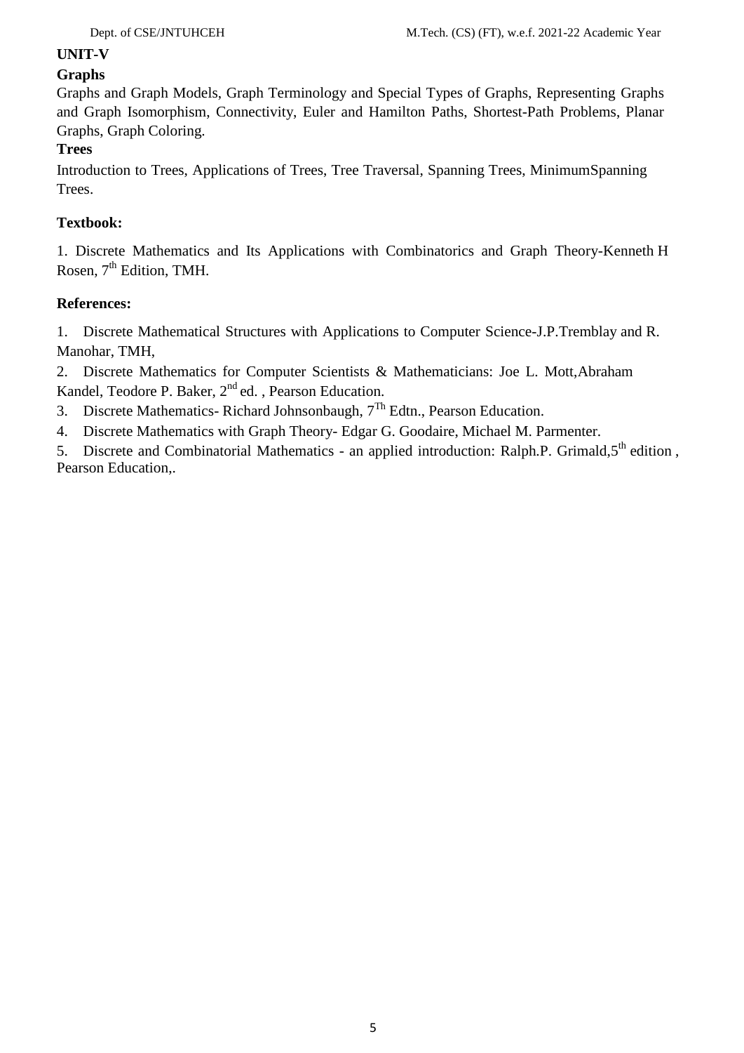**UNIT-V**

**Graphs**

Graphs and Graph Models, Graph Terminology and Special Types of Graphs, Representing Graphs and Graph Isomorphism, Connectivity, Euler and Hamilton Paths, Shortest-Path Problems, Planar Graphs, Graph Coloring.

**Trees**

Introduction to Trees, Applications of Trees, Tree Traversal, Spanning Trees, MinimumSpanning Trees.

**Textbook:**

1. Discrete Mathematics and Its Applications with Combinatorics and Graph Theory-Kenneth H Rosen, 7th Edition, TMH.

**References:**

1. Discrete Mathematical Structures with Applications to Computer Science-J.P.Tremblay and R. Manohar, TMH,
2. Discrete Mathematics for Computer Scientists & Mathematicians: Joe L. Mott,Abraham Kandel, Teodore P. Baker, 2nd ed. , Pearson Education.
3. Discrete Mathematics- Richard Johnsonbaugh, 7Th Edtn., Pearson Education.
4. Discrete Mathematics with Graph Theory- Edgar G. Goodaire, Michael M. Parmenter.
5. Discrete and Combinatorial Mathematics - an applied introduction: Ralph.P. Grimald,5th edition , Pearson Education,.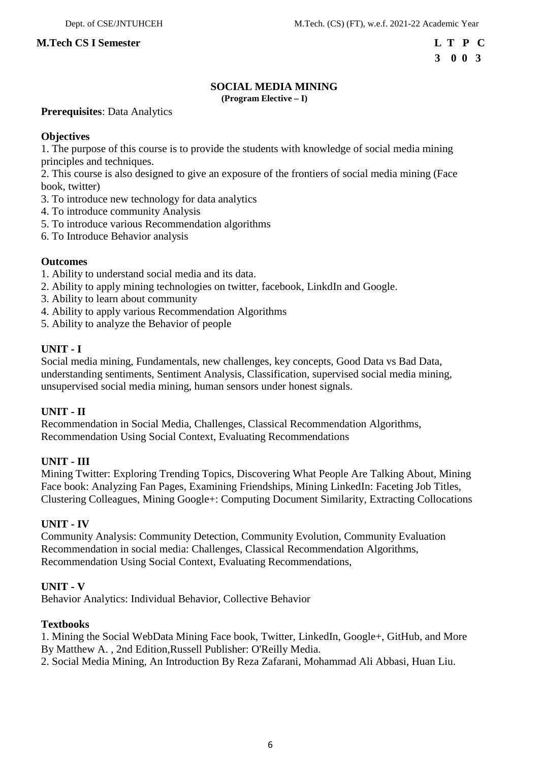**M.Tech CS I Semester**

| L | T | P | C |
|---|---|---|---|
| 3 | 0 | 0 | 3 |

## SOCIAL MEDIA MINING

**(Program Elective – I)**

**Prerequisites**: Data Analytics

### Objectives

1. The purpose of this course is to provide the students with knowledge of social media mining principles and techniques.
2. This course is also designed to give an exposure of the frontiers of social media mining (Face book, twitter)
3. To introduce new technology for data analytics
4. To introduce community Analysis
5. To introduce various Recommendation algorithms
6. To Introduce Behavior analysis

### Outcomes

1. Ability to understand social media and its data.
2. Ability to apply mining technologies on twitter, facebook, LinkdIn and Google.
3. Ability to learn about community
4. Ability to apply various Recommendation Algorithms
5. Ability to analyze the Behavior of people

### UNIT - I

Social media mining, Fundamentals, new challenges, key concepts, Good Data vs Bad Data, understanding sentiments, Sentiment Analysis, Classification, supervised social media mining, unsupervised social media mining, human sensors under honest signals.

### UNIT - II

Recommendation in Social Media, Challenges, Classical Recommendation Algorithms, Recommendation Using Social Context, Evaluating Recommendations

### UNIT - III

Mining Twitter: Exploring Trending Topics, Discovering What People Are Talking About, Mining Face book: Analyzing Fan Pages, Examining Friendships, Mining LinkedIn: Faceting Job Titles, Clustering Colleagues, Mining Google+: Computing Document Similarity, Extracting Collocations

### UNIT - IV

Community Analysis: Community Detection, Community Evolution, Community Evaluation Recommendation in social media: Challenges, Classical Recommendation Algorithms, Recommendation Using Social Context, Evaluating Recommendations,

### UNIT - V

Behavior Analytics: Individual Behavior, Collective Behavior

### Textbooks

1. Mining the Social WebData Mining Face book, Twitter, LinkedIn, Google+, GitHub, and More By Matthew A. , 2nd Edition,Russell Publisher: O'Reilly Media.
2. Social Media Mining, An Introduction By Reza Zafarani, Mohammad Ali Abbasi, Huan Liu.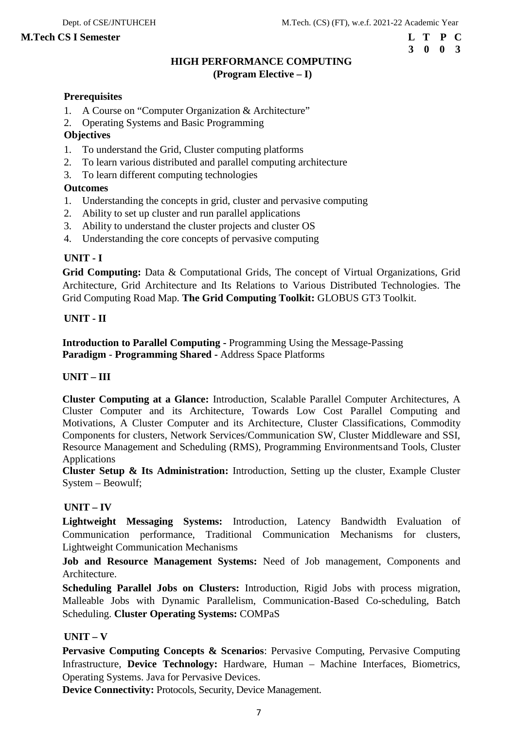**M.Tech CS I Semester**

| L | T | P | C |
|---|---|---|---|
| 3 | 0 | 0 | 3 |

## HIGH PERFORMANCE COMPUTING
### (Program Elective – I)

**Prerequisites**

1. A Course on "Computer Organization & Architecture"
2. Operating Systems and Basic Programming

**Objectives**

1. To understand the Grid, Cluster computing platforms
2. To learn various distributed and parallel computing architecture
3. To learn different computing technologies

**Outcomes**

1. Understanding the concepts in grid, cluster and pervasive computing
2. Ability to set up cluster and run parallel applications
3. Ability to understand the cluster projects and cluster OS
4. Understanding the core concepts of pervasive computing

**UNIT - I**

**Grid Computing:** Data & Computational Grids, The concept of Virtual Organizations, Grid Architecture, Grid Architecture and Its Relations to Various Distributed Technologies. The Grid Computing Road Map. **The Grid Computing Toolkit:** GLOBUS GT3 Toolkit.

**UNIT - II**

**Introduction to Parallel Computing -** Programming Using the Message-Passing **Paradigm** - **Programming Shared -** Address Space Platforms

**UNIT – III**

**Cluster Computing at a Glance:** Introduction, Scalable Parallel Computer Architectures, A Cluster Computer and its Architecture, Towards Low Cost Parallel Computing and Motivations, A Cluster Computer and its Architecture, Cluster Classifications, Commodity Components for clusters, Network Services/Communication SW, Cluster Middleware and SSI, Resource Management and Scheduling (RMS), Programming Environments and Tools, Cluster Applications

**Cluster Setup & Its Administration:** Introduction, Setting up the cluster, Example Cluster System – Beowulf;

**UNIT – IV**

**Lightweight Messaging Systems:** Introduction, Latency Bandwidth Evaluation of Communication performance, Traditional Communication Mechanisms for clusters, Lightweight Communication Mechanisms

**Job and Resource Management Systems:** Need of Job management, Components and Architecture.

**Scheduling Parallel Jobs on Clusters:** Introduction, Rigid Jobs with process migration, Malleable Jobs with Dynamic Parallelism, Communication-Based Co-scheduling, Batch Scheduling. **Cluster Operating Systems:** COMPaS

**UNIT – V**

**Pervasive Computing Concepts & Scenarios**: Pervasive Computing, Pervasive Computing Infrastructure, **Device Technology:** Hardware, Human – Machine Interfaces, Biometrics, Operating Systems. Java for Pervasive Devices.

**Device Connectivity:** Protocols, Security, Device Management.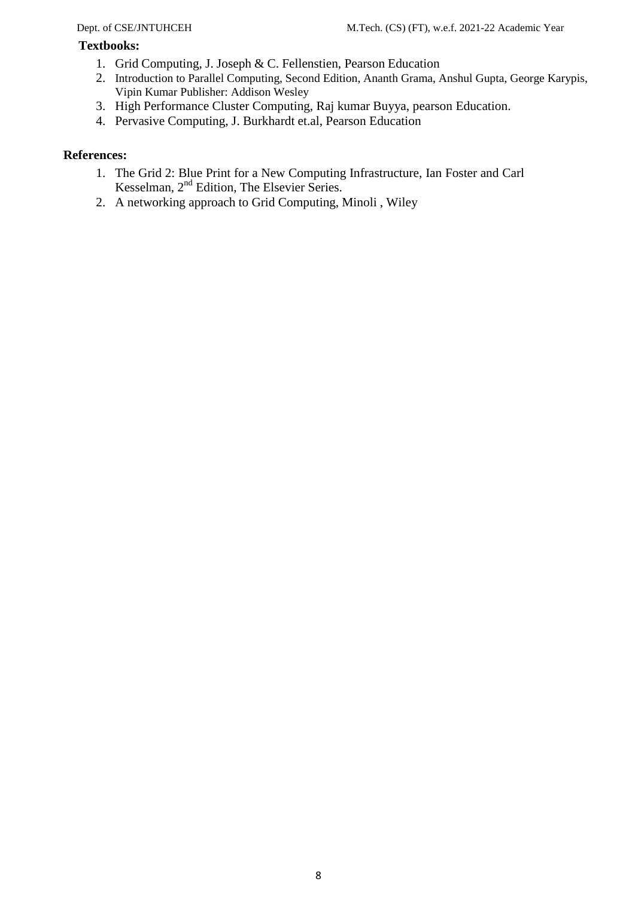**Textbooks:**

1. Grid Computing, J. Joseph & C. Fellenstien, Pearson Education
2. Introduction to Parallel Computing, Second Edition, Ananth Grama, Anshul Gupta, George Karypis, Vipin Kumar Publisher: Addison Wesley
3. High Performance Cluster Computing, Raj kumar Buyya, pearson Education.
4. Pervasive Computing, J. Burkhardt et.al, Pearson Education

**References:**

1. The Grid 2: Blue Print for a New Computing Infrastructure, Ian Foster and Carl Kesselman, 2nd Edition, The Elsevier Series.
2. A networking approach to Grid Computing, Minoli , Wiley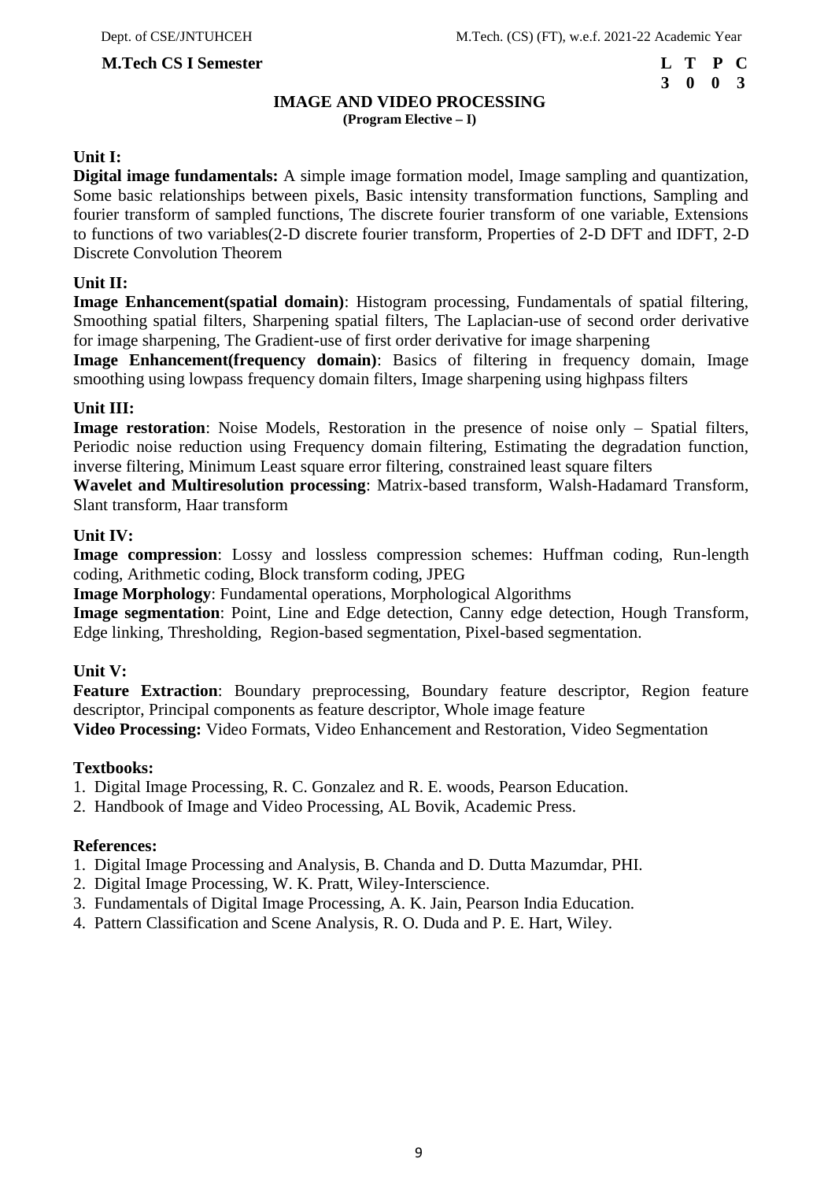**M.Tech CS I Semester**

| L | T | P | C |
|---|---|---|---|
| 3 | 0 | 0 | 3 |

## IMAGE AND VIDEO PROCESSING

**(Program Elective – I)**

### Unit I:

**Digital image fundamentals:** A simple image formation model, Image sampling and quantization, Some basic relationships between pixels, Basic intensity transformation functions, Sampling and fourier transform of sampled functions, The discrete fourier transform of one variable, Extensions to functions of two variables(2-D discrete fourier transform, Properties of 2-D DFT and IDFT, 2-D Discrete Convolution Theorem

### Unit II:

**Image Enhancement(spatial domain)**: Histogram processing, Fundamentals of spatial filtering, Smoothing spatial filters, Sharpening spatial filters, The Laplacian-use of second order derivative for image sharpening, The Gradient-use of first order derivative for image sharpening

**Image Enhancement(frequency domain)**: Basics of filtering in frequency domain, Image smoothing using lowpass frequency domain filters, Image sharpening using highpass filters

### Unit III:

**Image restoration**: Noise Models, Restoration in the presence of noise only – Spatial filters, Periodic noise reduction using Frequency domain filtering, Estimating the degradation function, inverse filtering, Minimum Least square error filtering, constrained least square filters

**Wavelet and Multiresolution processing**: Matrix-based transform, Walsh-Hadamard Transform, Slant transform, Haar transform

### Unit IV:

**Image compression**: Lossy and lossless compression schemes: Huffman coding, Run-length coding, Arithmetic coding, Block transform coding, JPEG

**Image Morphology**: Fundamental operations, Morphological Algorithms

**Image segmentation**: Point, Line and Edge detection, Canny edge detection, Hough Transform, Edge linking, Thresholding, Region-based segmentation, Pixel-based segmentation.

### Unit V:

**Feature Extraction**: Boundary preprocessing, Boundary feature descriptor, Region feature descriptor, Principal components as feature descriptor, Whole image feature

**Video Processing:** Video Formats, Video Enhancement and Restoration, Video Segmentation

### Textbooks:

1. Digital Image Processing, R. C. Gonzalez and R. E. woods, Pearson Education.
2. Handbook of Image and Video Processing, AL Bovik, Academic Press.

### References:

1. Digital Image Processing and Analysis, B. Chanda and D. Dutta Mazumdar, PHI.
2. Digital Image Processing, W. K. Pratt, Wiley-Interscience.
3. Fundamentals of Digital Image Processing, A. K. Jain, Pearson India Education.
4. Pattern Classification and Scene Analysis, R. O. Duda and P. E. Hart, Wiley.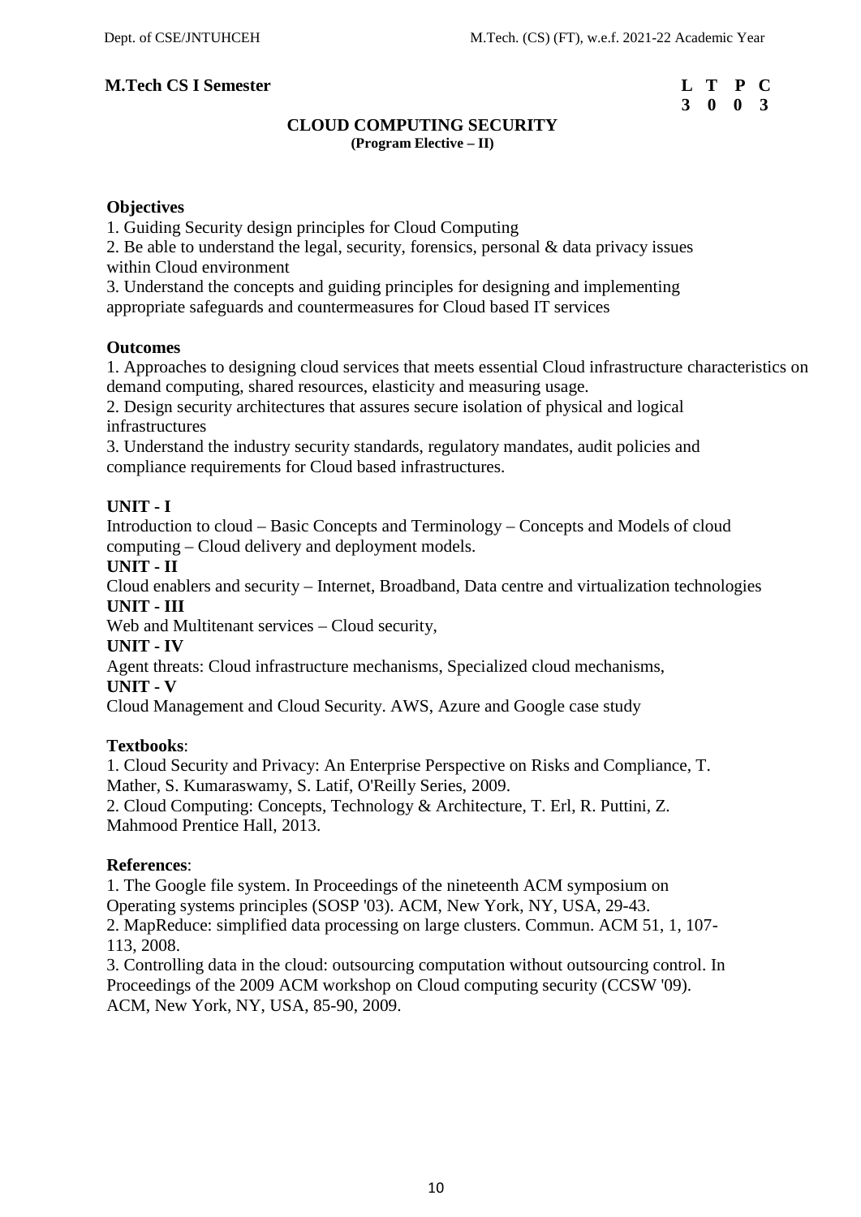**M.Tech CS I Semester**

| L | T | P | C |
|---|---|---|---|
| 3 | 0 | 0 | 3 |

## CLOUD COMPUTING SECURITY

**(Program Elective – II)**

**Objectives**

1. Guiding Security design principles for Cloud Computing
2. Be able to understand the legal, security, forensics, personal & data privacy issues within Cloud environment
3. Understand the concepts and guiding principles for designing and implementing appropriate safeguards and countermeasures for Cloud based IT services

**Outcomes**

1. Approaches to designing cloud services that meets essential Cloud infrastructure characteristics on demand computing, shared resources, elasticity and measuring usage.
2. Design security architectures that assures secure isolation of physical and logical infrastructures
3. Understand the industry security standards, regulatory mandates, audit policies and compliance requirements for Cloud based infrastructures.

**UNIT - I**

Introduction to cloud – Basic Concepts and Terminology – Concepts and Models of cloud computing – Cloud delivery and deployment models.

**UNIT - II**

Cloud enablers and security – Internet, Broadband, Data centre and virtualization technologies

**UNIT - III**

Web and Multitenant services – Cloud security,

**UNIT - IV**

Agent threats: Cloud infrastructure mechanisms, Specialized cloud mechanisms,

**UNIT - V**

Cloud Management and Cloud Security. AWS, Azure and Google case study

**Textbooks**:

1. Cloud Security and Privacy: An Enterprise Perspective on Risks and Compliance, T. Mather, S. Kumaraswamy, S. Latif, O'Reilly Series, 2009.
2. Cloud Computing: Concepts, Technology & Architecture, T. Erl, R. Puttini, Z. Mahmood Prentice Hall, 2013.

**References**:

1. The Google file system. In Proceedings of the nineteenth ACM symposium on Operating systems principles (SOSP '03). ACM, New York, NY, USA, 29-43.
2. MapReduce: simplified data processing on large clusters. Commun. ACM 51, 1, 107-113, 2008.
3. Controlling data in the cloud: outsourcing computation without outsourcing control. In Proceedings of the 2009 ACM workshop on Cloud computing security (CCSW '09). ACM, New York, NY, USA, 85-90, 2009.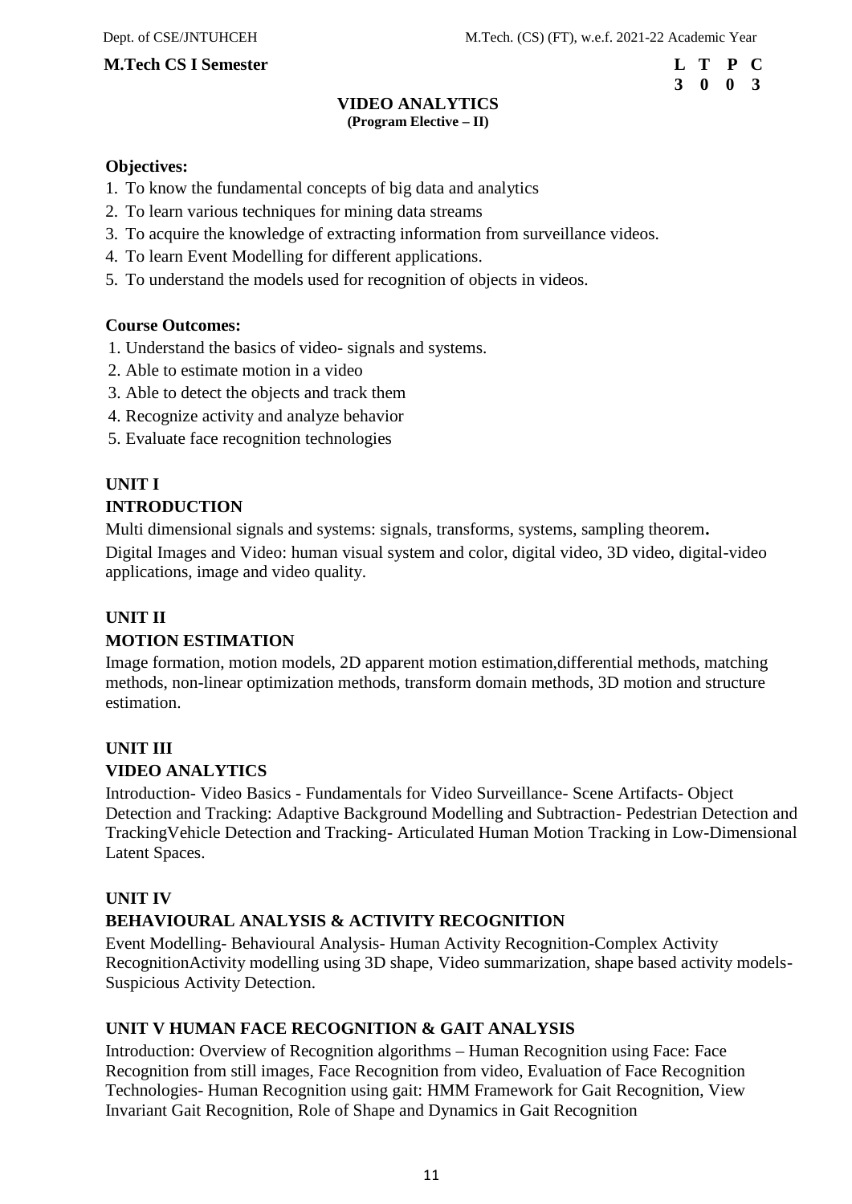**M.Tech CS I Semester**

| L | T | P | C |
|---|---|---|---|
| 3 | 0 | 0 | 3 |

## VIDEO ANALYTICS
**(Program Elective – II)**

**Objectives:**

1. To know the fundamental concepts of big data and analytics
2. To learn various techniques for mining data streams
3. To acquire the knowledge of extracting information from surveillance videos.
4. To learn Event Modelling for different applications.
5. To understand the models used for recognition of objects in videos.

**Course Outcomes:**

1. Understand the basics of video- signals and systems.
2. Able to estimate motion in a video
3. Able to detect the objects and track them
4. Recognize activity and analyze behavior
5. Evaluate face recognition technologies

### UNIT I
### INTRODUCTION

Multi dimensional signals and systems: signals, transforms, systems, sampling theorem.
Digital Images and Video: human visual system and color, digital video, 3D video, digital-video applications, image and video quality.

### UNIT II
### MOTION ESTIMATION

Image formation, motion models, 2D apparent motion estimation,differential methods, matching methods, non-linear optimization methods, transform domain methods, 3D motion and structure estimation.

### UNIT III
### VIDEO ANALYTICS

Introduction- Video Basics - Fundamentals for Video Surveillance- Scene Artifacts- Object Detection and Tracking: Adaptive Background Modelling and Subtraction- Pedestrian Detection and TrackingVehicle Detection and Tracking- Articulated Human Motion Tracking in Low-Dimensional Latent Spaces.

### UNIT IV
### BEHAVIOURAL ANALYSIS & ACTIVITY RECOGNITION

Event Modelling- Behavioural Analysis- Human Activity Recognition-Complex Activity RecognitionActivity modelling using 3D shape, Video summarization, shape based activity models-Suspicious Activity Detection.

### UNIT V HUMAN FACE RECOGNITION & GAIT ANALYSIS

Introduction: Overview of Recognition algorithms – Human Recognition using Face: Face Recognition from still images, Face Recognition from video, Evaluation of Face Recognition Technologies- Human Recognition using gait: HMM Framework for Gait Recognition, View Invariant Gait Recognition, Role of Shape and Dynamics in Gait Recognition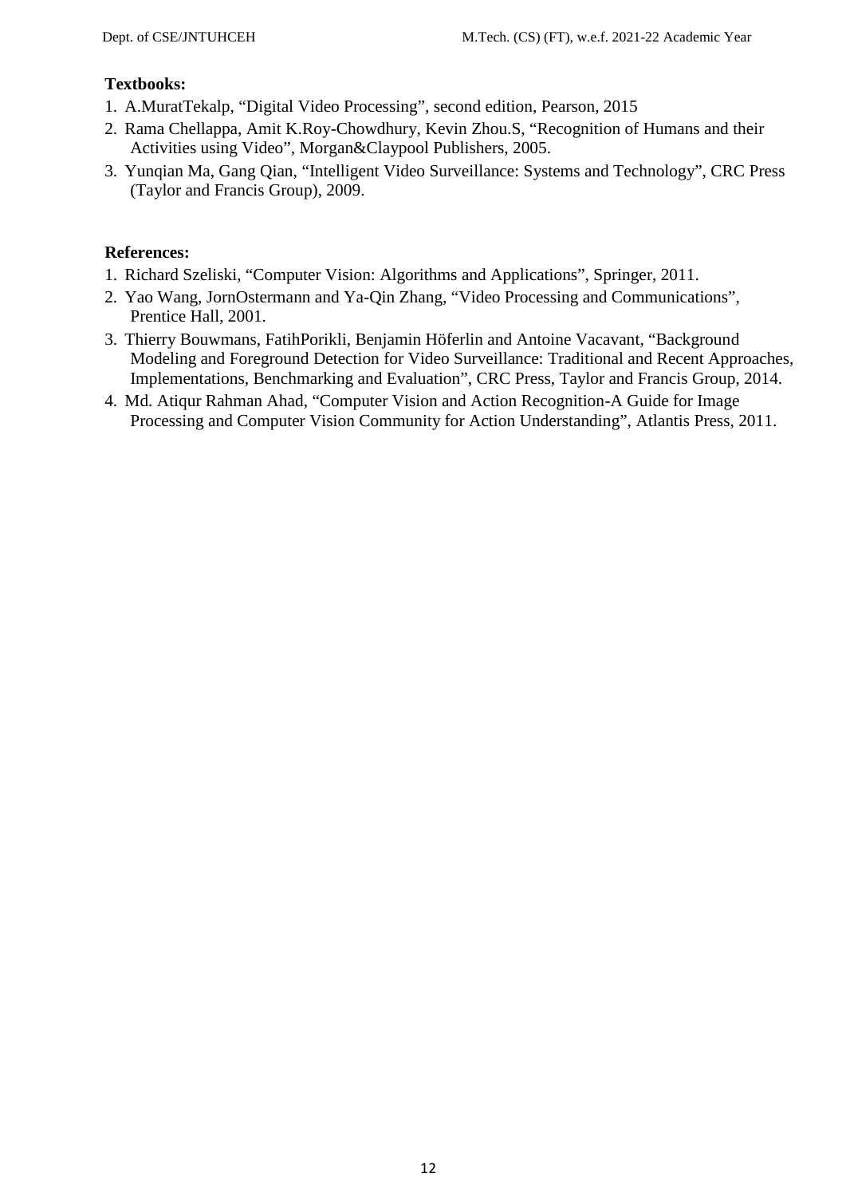**Textbooks:**

1. A.MuratTekalp, "Digital Video Processing", second edition, Pearson, 2015
2. Rama Chellappa, Amit K.Roy-Chowdhury, Kevin Zhou.S, "Recognition of Humans and their Activities using Video", Morgan&Claypool Publishers, 2005.
3. Yunqian Ma, Gang Qian, "Intelligent Video Surveillance: Systems and Technology", CRC Press (Taylor and Francis Group), 2009.

**References:**

1. Richard Szeliski, "Computer Vision: Algorithms and Applications", Springer, 2011.
2. Yao Wang, JornOstermann and Ya-Qin Zhang, "Video Processing and Communications", Prentice Hall, 2001.
3. Thierry Bouwmans, FatihPorikli, Benjamin Höferlin and Antoine Vacavant, "Background Modeling and Foreground Detection for Video Surveillance: Traditional and Recent Approaches, Implementations, Benchmarking and Evaluation", CRC Press, Taylor and Francis Group, 2014.
4. Md. Atiqur Rahman Ahad, "Computer Vision and Action Recognition-A Guide for Image Processing and Computer Vision Community for Action Understanding", Atlantis Press, 2011.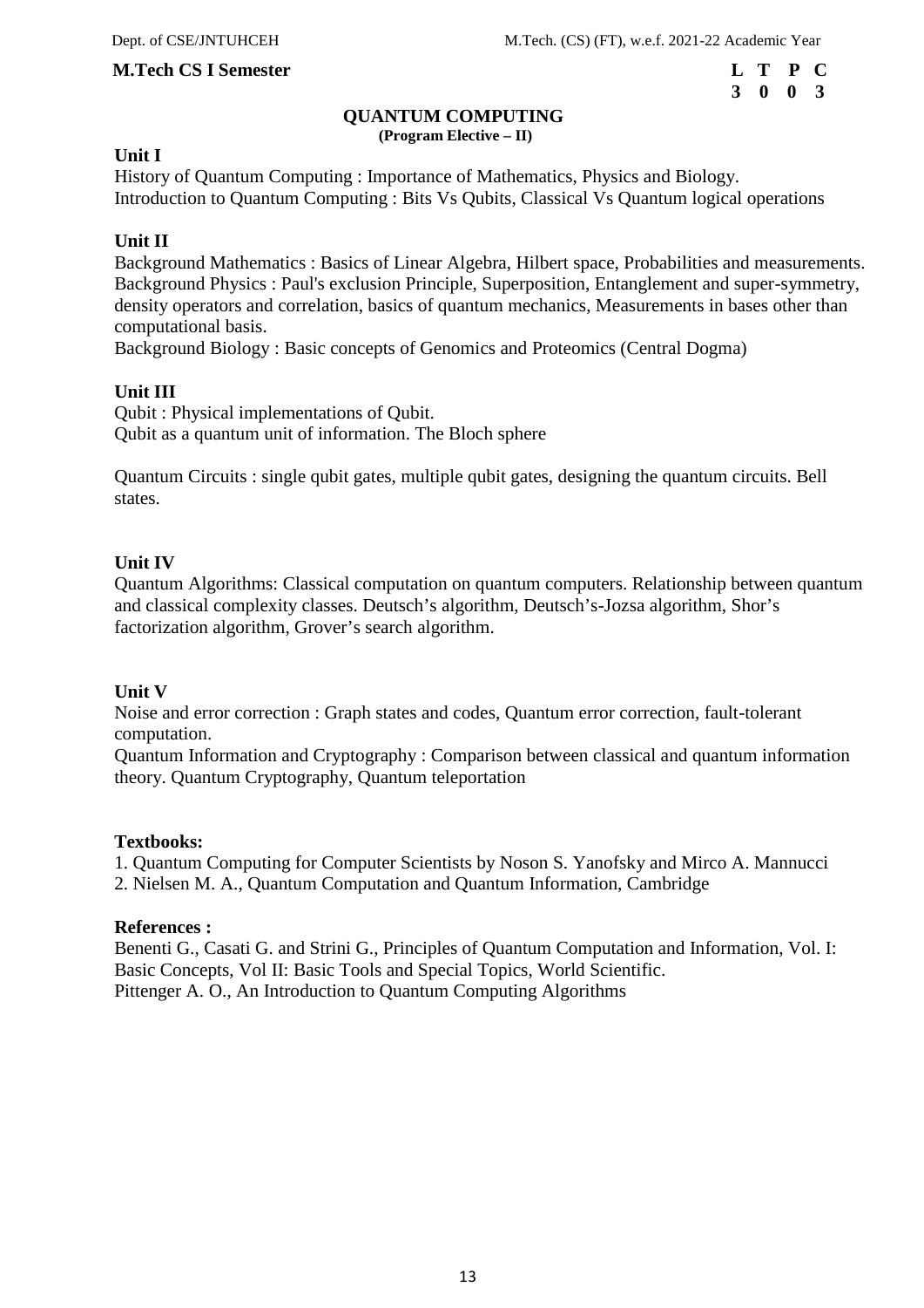**M.Tech CS I Semester**

| L | T | P | C |
|---|---|---|---|
| 3 | 0 | 0 | 3 |

## QUANTUM COMPUTING

**(Program Elective – II)**

**Unit I**

History of Quantum Computing : Importance of Mathematics, Physics and Biology.
Introduction to Quantum Computing : Bits Vs Qubits, Classical Vs Quantum logical operations

**Unit II**

Background Mathematics : Basics of Linear Algebra, Hilbert space, Probabilities and measurements.
Background Physics : Paul's exclusion Principle, Superposition, Entanglement and super-symmetry, density operators and correlation, basics of quantum mechanics, Measurements in bases other than computational basis.
Background Biology : Basic concepts of Genomics and Proteomics (Central Dogma)

**Unit III**

Qubit : Physical implementations of Qubit.
Qubit as a quantum unit of information. The Bloch sphere

Quantum Circuits : single qubit gates, multiple qubit gates, designing the quantum circuits. Bell states.

**Unit IV**

Quantum Algorithms: Classical computation on quantum computers. Relationship between quantum and classical complexity classes. Deutsch's algorithm, Deutsch's-Jozsa algorithm, Shor's factorization algorithm, Grover's search algorithm.

**Unit V**

Noise and error correction : Graph states and codes, Quantum error correction, fault-tolerant computation.
Quantum Information and Cryptography : Comparison between classical and quantum information theory. Quantum Cryptography, Quantum teleportation

**Textbooks:**

1. Quantum Computing for Computer Scientists by Noson S. Yanofsky and Mirco A. Mannucci
2. Nielsen M. A., Quantum Computation and Quantum Information, Cambridge

**References :**

Benenti G., Casati G. and Strini G., Principles of Quantum Computation and Information, Vol. I: Basic Concepts, Vol II: Basic Tools and Special Topics, World Scientific.
Pittenger A. O., An Introduction to Quantum Computing Algorithms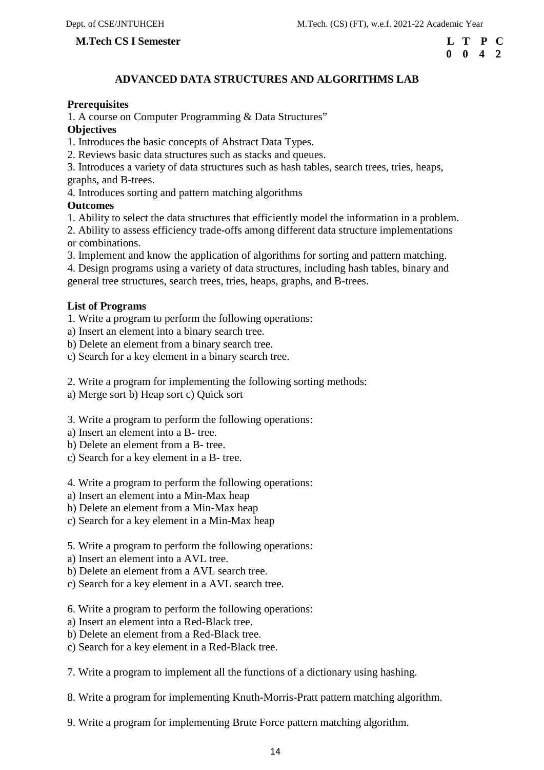**M.Tech CS I Semester**

| L | T | P | C |
|---|---|---|---|
| 0 | 0 | 4 | 2 |

## ADVANCED DATA STRUCTURES AND ALGORITHMS LAB

**Prerequisites**

1. A course on Computer Programming & Data Structures"

**Objectives**

1. Introduces the basic concepts of Abstract Data Types.
2. Reviews basic data structures such as stacks and queues.
3. Introduces a variety of data structures such as hash tables, search trees, tries, heaps, graphs, and B-trees.
4. Introduces sorting and pattern matching algorithms

**Outcomes**

1. Ability to select the data structures that efficiently model the information in a problem.
2. Ability to assess efficiency trade-offs among different data structure implementations or combinations.
3. Implement and know the application of algorithms for sorting and pattern matching.
4. Design programs using a variety of data structures, including hash tables, binary and general tree structures, search trees, tries, heaps, graphs, and B-trees.

**List of Programs**

1. Write a program to perform the following operations:
a) Insert an element into a binary search tree.
b) Delete an element from a binary search tree.
c) Search for a key element in a binary search tree.

2. Write a program for implementing the following sorting methods:
a) Merge sort b) Heap sort c) Quick sort

3. Write a program to perform the following operations:
a) Insert an element into a B- tree.
b) Delete an element from a B- tree.
c) Search for a key element in a B- tree.

4. Write a program to perform the following operations:
a) Insert an element into a Min-Max heap
b) Delete an element from a Min-Max heap
c) Search for a key element in a Min-Max heap

5. Write a program to perform the following operations:
a) Insert an element into a AVL tree.
b) Delete an element from a AVL search tree.
c) Search for a key element in a AVL search tree.

6. Write a program to perform the following operations:
a) Insert an element into a Red-Black tree.
b) Delete an element from a Red-Black tree.
c) Search for a key element in a Red-Black tree.

7. Write a program to implement all the functions of a dictionary using hashing.

8. Write a program for implementing Knuth-Morris-Pratt pattern matching algorithm.

9. Write a program for implementing Brute Force pattern matching algorithm.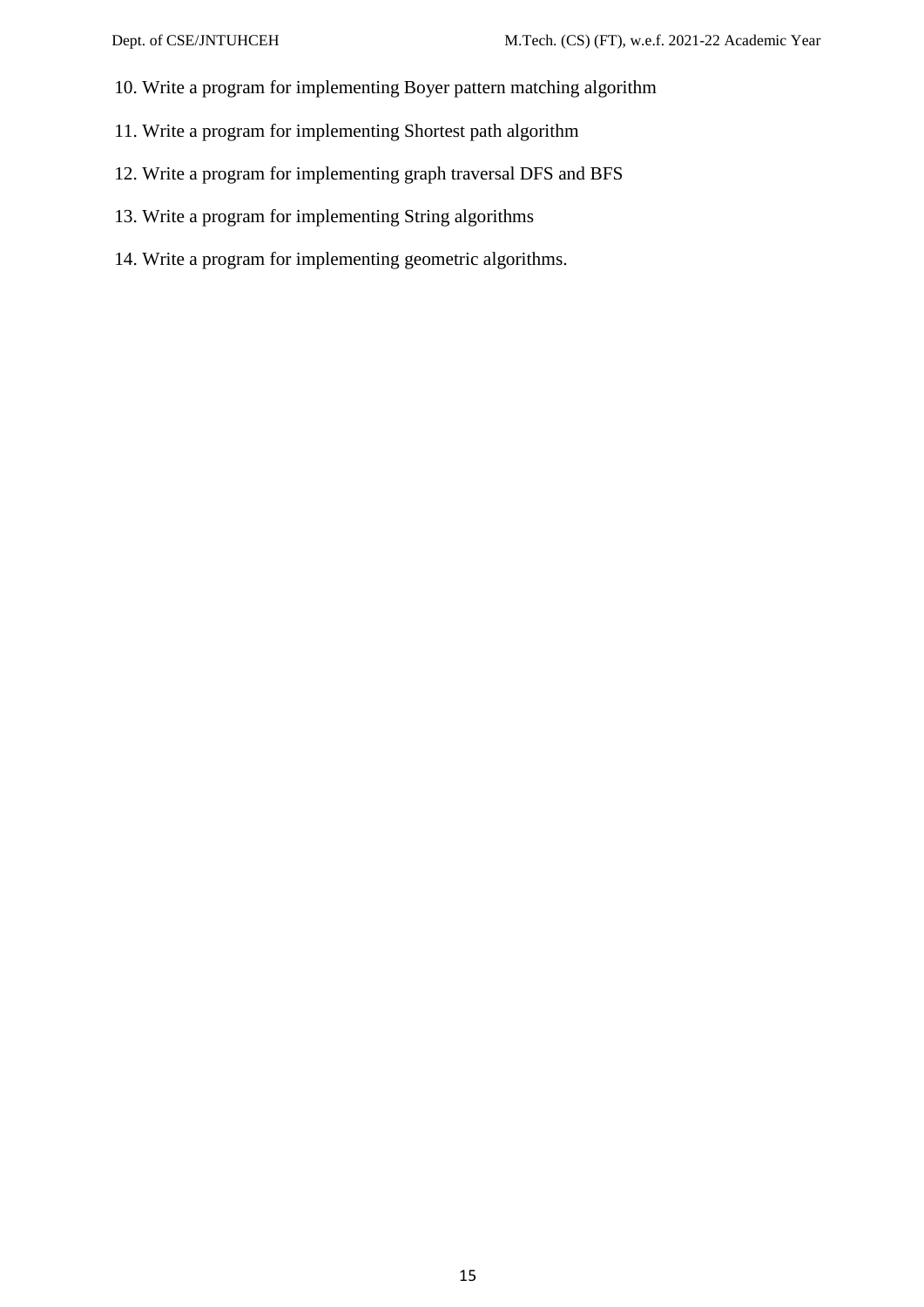10. Write a program for implementing Boyer pattern matching algorithm
11. Write a program for implementing Shortest path algorithm
12. Write a program for implementing graph traversal DFS and BFS
13. Write a program for implementing String algorithms
14. Write a program for implementing geometric algorithms.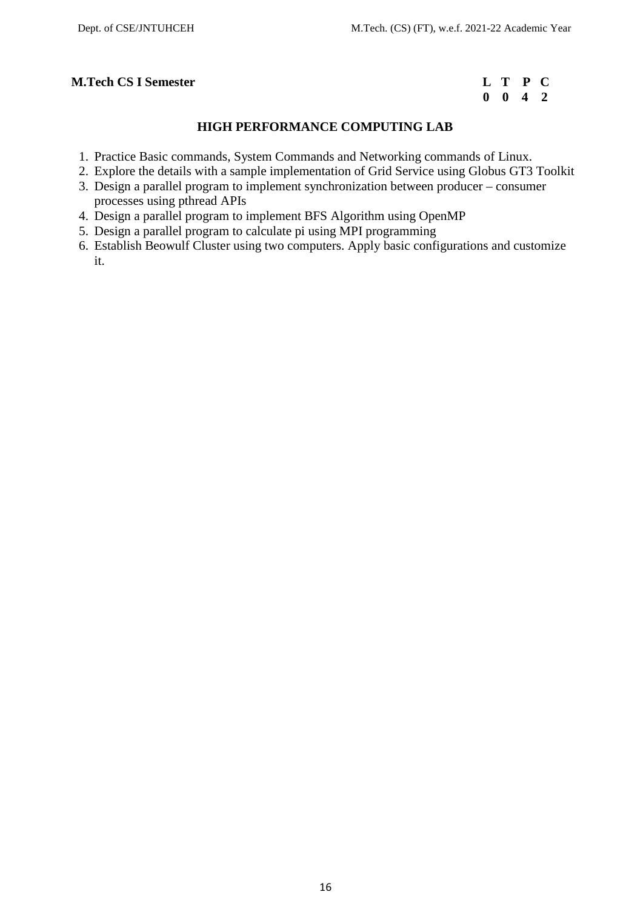**M.Tech CS I Semester**

| L | T | P | C |
|---|---|---|---|
| 0 | 0 | 4 | 2 |

## HIGH PERFORMANCE COMPUTING LAB

1. Practice Basic commands, System Commands and Networking commands of Linux.
2. Explore the details with a sample implementation of Grid Service using Globus GT3 Toolkit
3. Design a parallel program to implement synchronization between producer – consumer processes using pthread APIs
4. Design a parallel program to implement BFS Algorithm using OpenMP
5. Design a parallel program to calculate pi using MPI programming
6. Establish Beowulf Cluster using two computers. Apply basic configurations and customize it.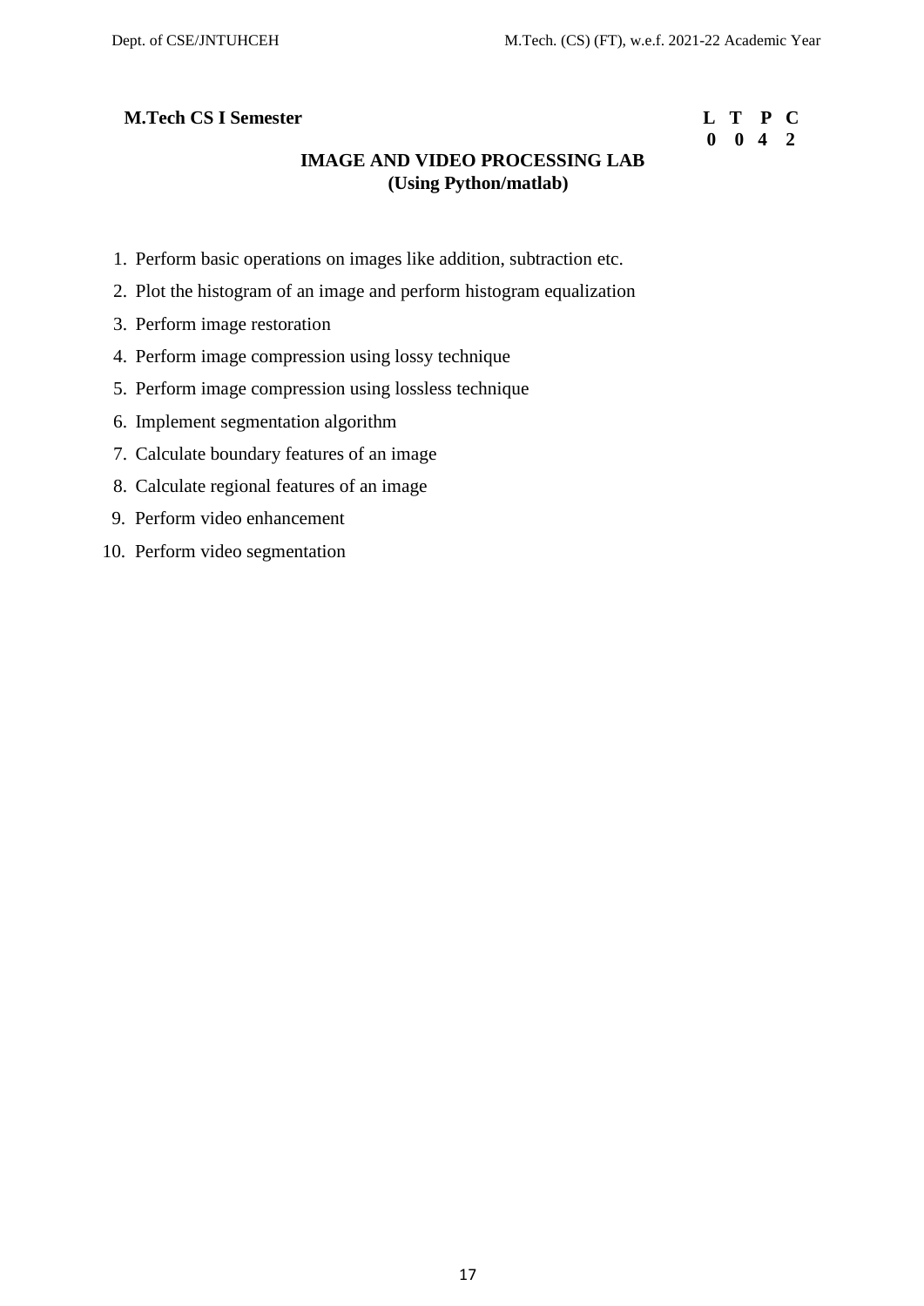**M.Tech CS I Semester**

| L | T | P | C |
|---|---|---|---|
| 0 | 0 | 4 | 2 |

## IMAGE AND VIDEO PROCESSING LAB
## (Using Python/matlab)

1. Perform basic operations on images like addition, subtraction etc.
2. Plot the histogram of an image and perform histogram equalization
3. Perform image restoration
4. Perform image compression using lossy technique
5. Perform image compression using lossless technique
6. Implement segmentation algorithm
7. Calculate boundary features of an image
8. Calculate regional features of an image
9. Perform video enhancement
10. Perform video segmentation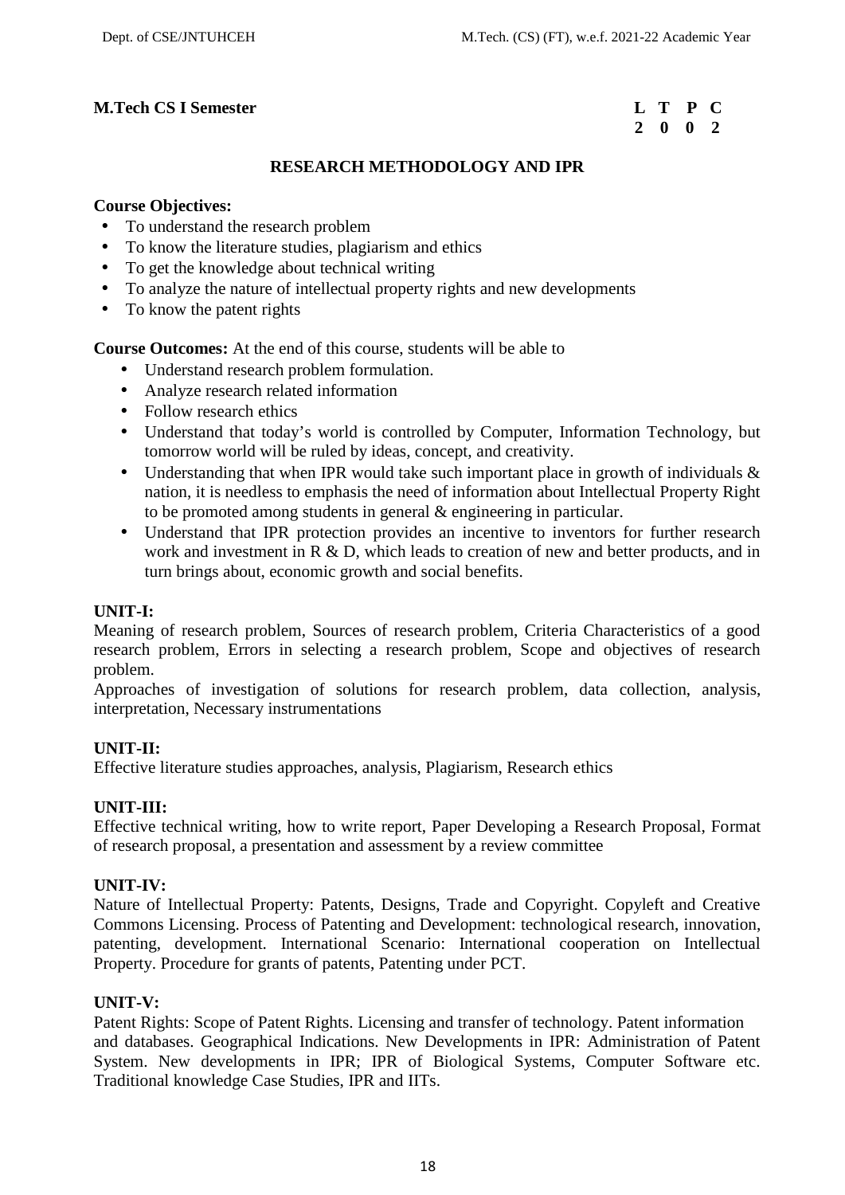**M.Tech CS I Semester**

| L | T | P | C |
|---|---|---|---|
| 2 | 0 | 0 | 2 |

## RESEARCH METHODOLOGY AND IPR

**Course Objectives:**

- To understand the research problem
- To know the literature studies, plagiarism and ethics
- To get the knowledge about technical writing
- To analyze the nature of intellectual property rights and new developments
- To know the patent rights

**Course Outcomes:** At the end of this course, students will be able to

- Understand research problem formulation.
- Analyze research related information
- Follow research ethics
- Understand that today's world is controlled by Computer, Information Technology, but tomorrow world will be ruled by ideas, concept, and creativity.
- Understanding that when IPR would take such important place in growth of individuals & nation, it is needless to emphasis the need of information about Intellectual Property Right to be promoted among students in general & engineering in particular.
- Understand that IPR protection provides an incentive to inventors for further research work and investment in R & D, which leads to creation of new and better products, and in turn brings about, economic growth and social benefits.

**UNIT-I:**

Meaning of research problem, Sources of research problem, Criteria Characteristics of a good research problem, Errors in selecting a research problem, Scope and objectives of research problem.

Approaches of investigation of solutions for research problem, data collection, analysis, interpretation, Necessary instrumentations

**UNIT-II:**

Effective literature studies approaches, analysis, Plagiarism, Research ethics

**UNIT-III:**

Effective technical writing, how to write report, Paper Developing a Research Proposal, Format of research proposal, a presentation and assessment by a review committee

**UNIT-IV:**

Nature of Intellectual Property: Patents, Designs, Trade and Copyright. Copyleft and Creative Commons Licensing. Process of Patenting and Development: technological research, innovation, patenting, development. International Scenario: International cooperation on Intellectual Property. Procedure for grants of patents, Patenting under PCT.

**UNIT-V:**

Patent Rights: Scope of Patent Rights. Licensing and transfer of technology. Patent information and databases. Geographical Indications. New Developments in IPR: Administration of Patent System. New developments in IPR; IPR of Biological Systems, Computer Software etc. Traditional knowledge Case Studies, IPR and IITs.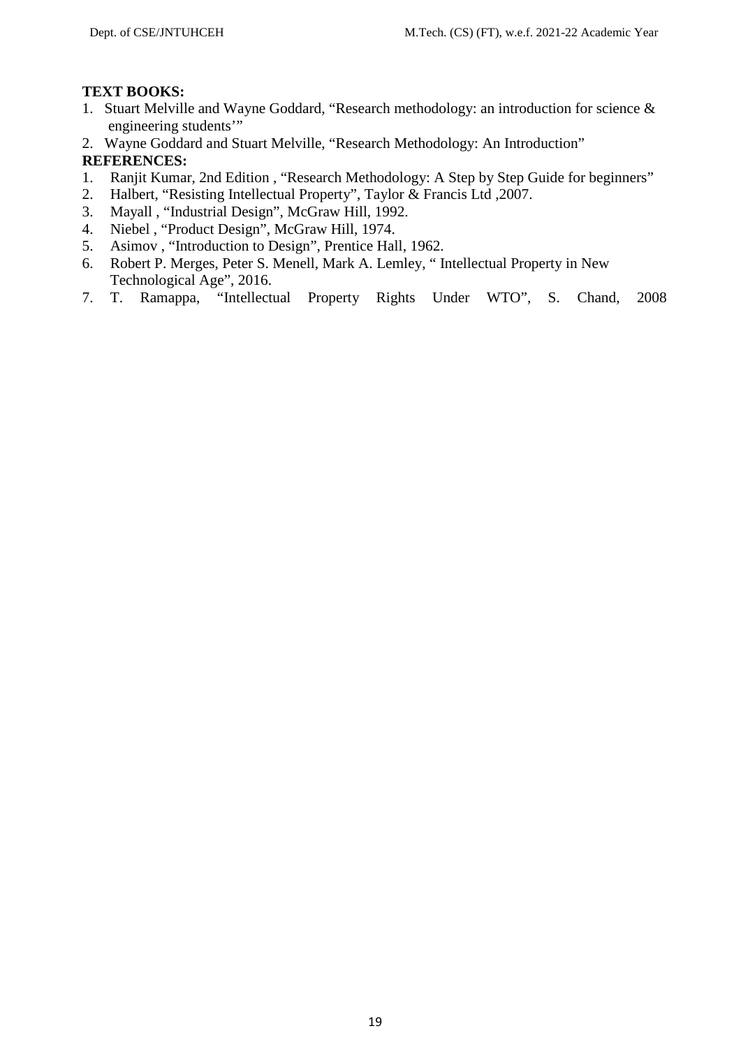**TEXT BOOKS:**

1. Stuart Melville and Wayne Goddard, "Research methodology: an introduction for science & engineering students'"
2. Wayne Goddard and Stuart Melville, "Research Methodology: An Introduction"

**REFERENCES:**

1. Ranjit Kumar, 2nd Edition , "Research Methodology: A Step by Step Guide for beginners"
2. Halbert, "Resisting Intellectual Property", Taylor & Francis Ltd ,2007.
3. Mayall , "Industrial Design", McGraw Hill, 1992.
4. Niebel , "Product Design", McGraw Hill, 1974.
5. Asimov , "Introduction to Design", Prentice Hall, 1962.
6. Robert P. Merges, Peter S. Menell, Mark A. Lemley, " Intellectual Property in New Technological Age", 2016.
7. T. Ramappa, "Intellectual Property Rights Under WTO", S. Chand, 2008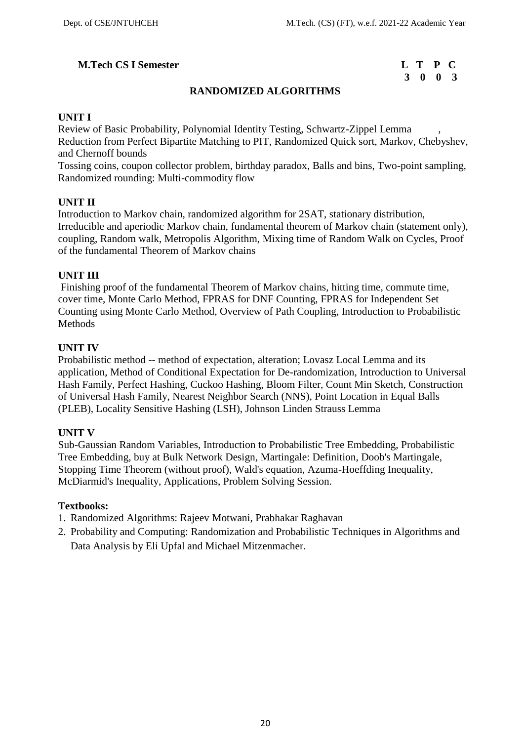**M.Tech CS I Semester**

| L | T | P | C |
|---|---|---|---|
| 3 | 0 | 0 | 3 |

## RANDOMIZED ALGORITHMS

### UNIT I

Review of Basic Probability, Polynomial Identity Testing, Schwartz-Zippel Lemma , Reduction from Perfect Bipartite Matching to PIT, Randomized Quick sort, Markov, Chebyshev, and Chernoff bounds

Tossing coins, coupon collector problem, birthday paradox, Balls and bins, Two-point sampling, Randomized rounding: Multi-commodity flow

### UNIT II

Introduction to Markov chain, randomized algorithm for 2SAT, stationary distribution, Irreducible and aperiodic Markov chain, fundamental theorem of Markov chain (statement only), coupling, Random walk, Metropolis Algorithm, Mixing time of Random Walk on Cycles, Proof of the fundamental Theorem of Markov chains

### UNIT III

Finishing proof of the fundamental Theorem of Markov chains, hitting time, commute time, cover time, Monte Carlo Method, FPRAS for DNF Counting, FPRAS for Independent Set Counting using Monte Carlo Method, Overview of Path Coupling, Introduction to Probabilistic Methods

### UNIT IV

Probabilistic method -- method of expectation, alteration; Lovasz Local Lemma and its application, Method of Conditional Expectation for De-randomization, Introduction to Universal Hash Family, Perfect Hashing, Cuckoo Hashing, Bloom Filter, Count Min Sketch, Construction of Universal Hash Family, Nearest Neighbor Search (NNS), Point Location in Equal Balls (PLEB), Locality Sensitive Hashing (LSH), Johnson Linden Strauss Lemma

### UNIT V

Sub-Gaussian Random Variables, Introduction to Probabilistic Tree Embedding, Probabilistic Tree Embedding, buy at Bulk Network Design, Martingale: Definition, Doob's Martingale, Stopping Time Theorem (without proof), Wald's equation, Azuma-Hoeffding Inequality, McDiarmid's Inequality, Applications, Problem Solving Session.

### Textbooks:

1. Randomized Algorithms: Rajeev Motwani, Prabhakar Raghavan
2. Probability and Computing: Randomization and Probabilistic Techniques in Algorithms and Data Analysis by Eli Upfal and Michael Mitzenmacher.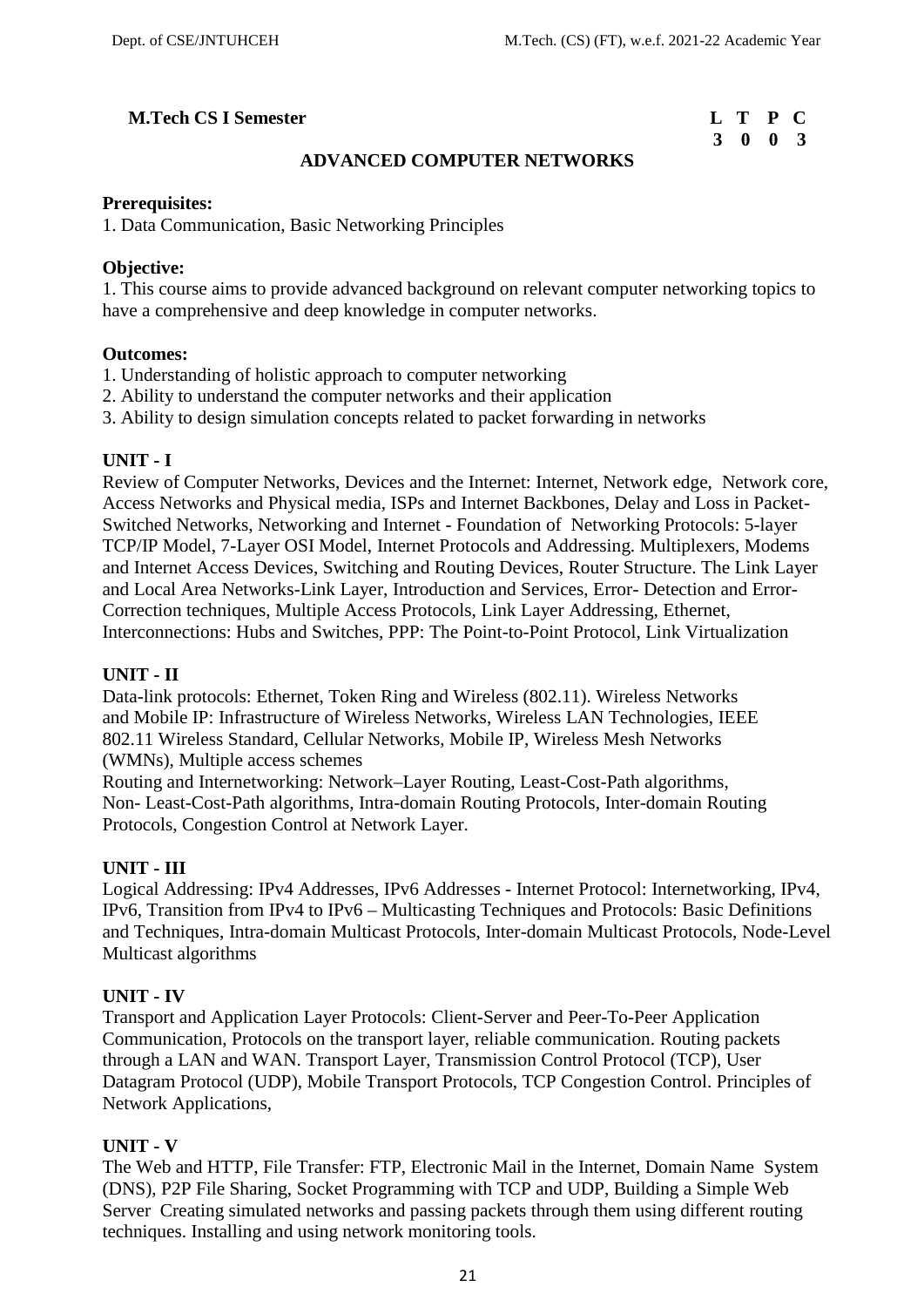**M.Tech CS I Semester**

| L | T | P | C |
|---|---|---|---|
| 3 | 0 | 0 | 3 |

## ADVANCED COMPUTER NETWORKS

**Prerequisites:**

1. Data Communication, Basic Networking Principles

**Objective:**

1. This course aims to provide advanced background on relevant computer networking topics to have a comprehensive and deep knowledge in computer networks.

**Outcomes:**

1. Understanding of holistic approach to computer networking
2. Ability to understand the computer networks and their application
3. Ability to design simulation concepts related to packet forwarding in networks

### UNIT - I

Review of Computer Networks, Devices and the Internet: Internet, Network edge, Network core, Access Networks and Physical media, ISPs and Internet Backbones, Delay and Loss in Packet-Switched Networks, Networking and Internet - Foundation of Networking Protocols: 5-layer TCP/IP Model, 7-Layer OSI Model, Internet Protocols and Addressing. Multiplexers, Modems and Internet Access Devices, Switching and Routing Devices, Router Structure. The Link Layer and Local Area Networks-Link Layer, Introduction and Services, Error- Detection and Error-Correction techniques, Multiple Access Protocols, Link Layer Addressing, Ethernet, Interconnections: Hubs and Switches, PPP: The Point-to-Point Protocol, Link Virtualization

### UNIT - II

Data-link protocols: Ethernet, Token Ring and Wireless (802.11). Wireless Networks and Mobile IP: Infrastructure of Wireless Networks, Wireless LAN Technologies, IEEE 802.11 Wireless Standard, Cellular Networks, Mobile IP, Wireless Mesh Networks (WMNs), Multiple access schemes

Routing and Internetworking: Network–Layer Routing, Least-Cost-Path algorithms, Non- Least-Cost-Path algorithms, Intra-domain Routing Protocols, Inter-domain Routing Protocols, Congestion Control at Network Layer.

### UNIT - III

Logical Addressing: IPv4 Addresses, IPv6 Addresses - Internet Protocol: Internetworking, IPv4, IPv6, Transition from IPv4 to IPv6 – Multicasting Techniques and Protocols: Basic Definitions and Techniques, Intra-domain Multicast Protocols, Inter-domain Multicast Protocols, Node-Level Multicast algorithms

### UNIT - IV

Transport and Application Layer Protocols: Client-Server and Peer-To-Peer Application Communication, Protocols on the transport layer, reliable communication. Routing packets through a LAN and WAN. Transport Layer, Transmission Control Protocol (TCP), User Datagram Protocol (UDP), Mobile Transport Protocols, TCP Congestion Control. Principles of Network Applications,

### UNIT - V

The Web and HTTP, File Transfer: FTP, Electronic Mail in the Internet, Domain Name System (DNS), P2P File Sharing, Socket Programming with TCP and UDP, Building a Simple Web Server Creating simulated networks and passing packets through them using different routing techniques. Installing and using network monitoring tools.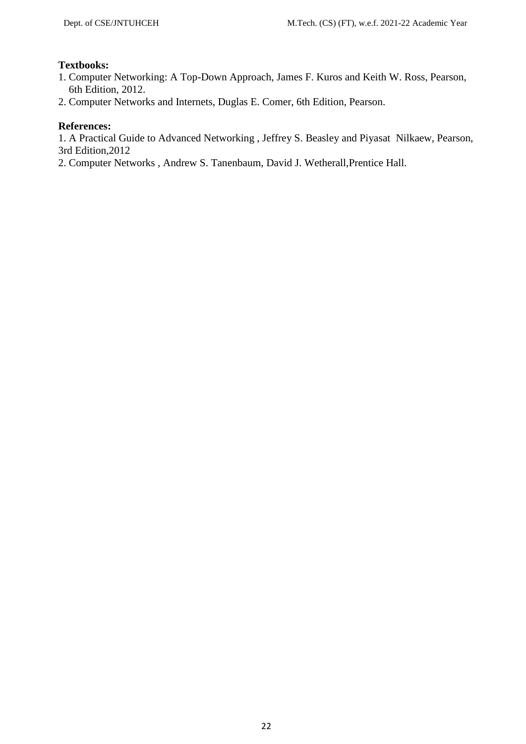**Textbooks:**

1. Computer Networking: A Top-Down Approach, James F. Kuros and Keith W. Ross, Pearson, 6th Edition, 2012.
2. Computer Networks and Internets, Duglas E. Comer, 6th Edition, Pearson.

**References:**

1. A Practical Guide to Advanced Networking , Jeffrey S. Beasley and Piyasat Nilkaew, Pearson, 3rd Edition,2012
2. Computer Networks , Andrew S. Tanenbaum, David J. Wetherall,Prentice Hall.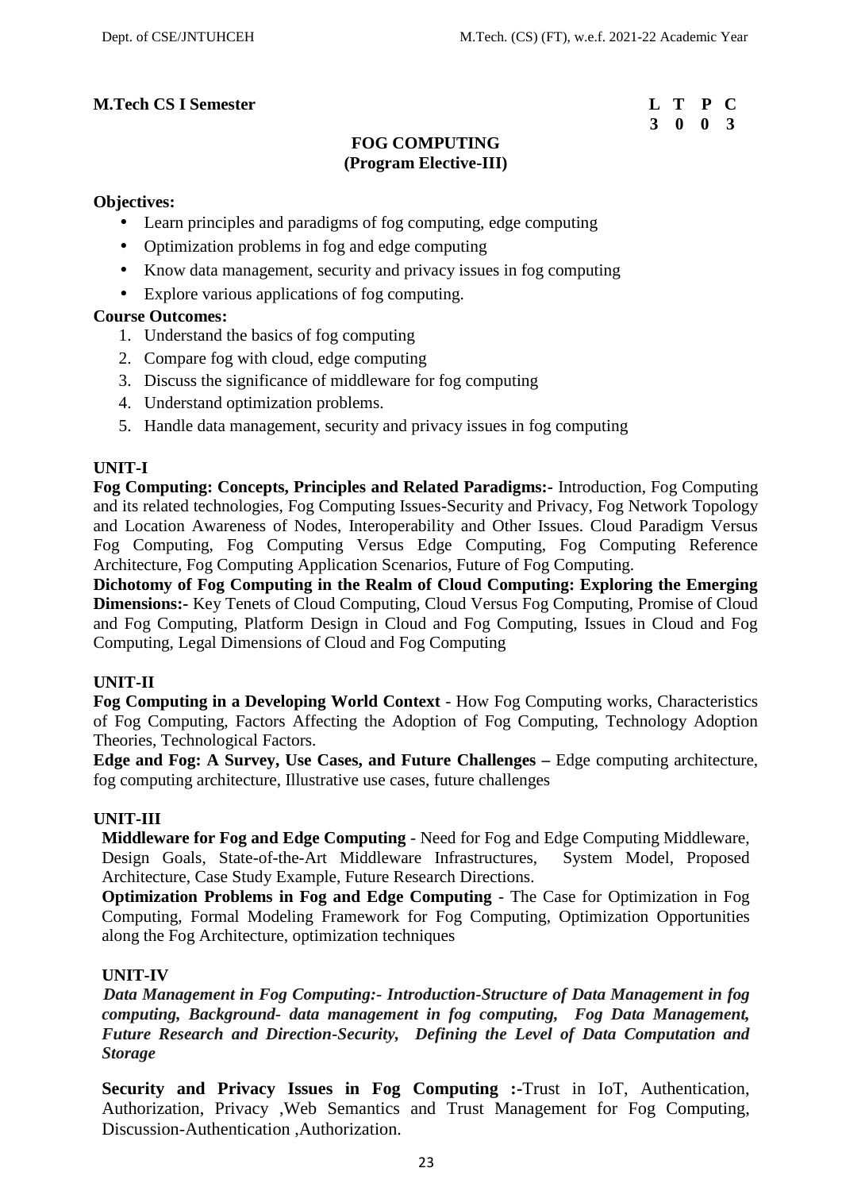**M.Tech CS I Semester**

| L | T | P | C |
|---|---|---|---|
| 3 | 0 | 0 | 3 |

## FOG COMPUTING
## (Program Elective-III)

**Objectives:**

- Learn principles and paradigms of fog computing, edge computing
- Optimization problems in fog and edge computing
- Know data management, security and privacy issues in fog computing
- Explore various applications of fog computing.

**Course Outcomes:**

1. Understand the basics of fog computing
2. Compare fog with cloud, edge computing
3. Discuss the significance of middleware for fog computing
4. Understand optimization problems.
5. Handle data management, security and privacy issues in fog computing

### UNIT-I

**Fog Computing: Concepts, Principles and Related Paradigms:-** Introduction, Fog Computing and its related technologies, Fog Computing Issues-Security and Privacy, Fog Network Topology and Location Awareness of Nodes, Interoperability and Other Issues. Cloud Paradigm Versus Fog Computing, Fog Computing Versus Edge Computing, Fog Computing Reference Architecture, Fog Computing Application Scenarios, Future of Fog Computing.

**Dichotomy of Fog Computing in the Realm of Cloud Computing: Exploring the Emerging Dimensions:-** Key Tenets of Cloud Computing, Cloud Versus Fog Computing, Promise of Cloud and Fog Computing, Platform Design in Cloud and Fog Computing, Issues in Cloud and Fog Computing, Legal Dimensions of Cloud and Fog Computing

### UNIT-II

**Fog Computing in a Developing World Context** - How Fog Computing works, Characteristics of Fog Computing, Factors Affecting the Adoption of Fog Computing, Technology Adoption Theories, Technological Factors.

**Edge and Fog: A Survey, Use Cases, and Future Challenges –** Edge computing architecture, fog computing architecture, Illustrative use cases, future challenges

### UNIT-III

**Middleware for Fog and Edge Computing** - Need for Fog and Edge Computing Middleware, Design Goals, State-of-the-Art Middleware Infrastructures, System Model, Proposed Architecture, Case Study Example, Future Research Directions.

**Optimization Problems in Fog and Edge Computing** - The Case for Optimization in Fog Computing, Formal Modeling Framework for Fog Computing, Optimization Opportunities along the Fog Architecture, optimization techniques

### UNIT-IV

***Data Management in Fog Computing:- Introduction-Structure of Data Management in fog computing, Background- data management in fog computing, Fog Data Management, Future Research and Direction-Security, Defining the Level of Data Computation and Storage***

**Security and Privacy Issues in Fog Computing :-**Trust in IoT, Authentication, Authorization, Privacy ,Web Semantics and Trust Management for Fog Computing, Discussion-Authentication ,Authorization.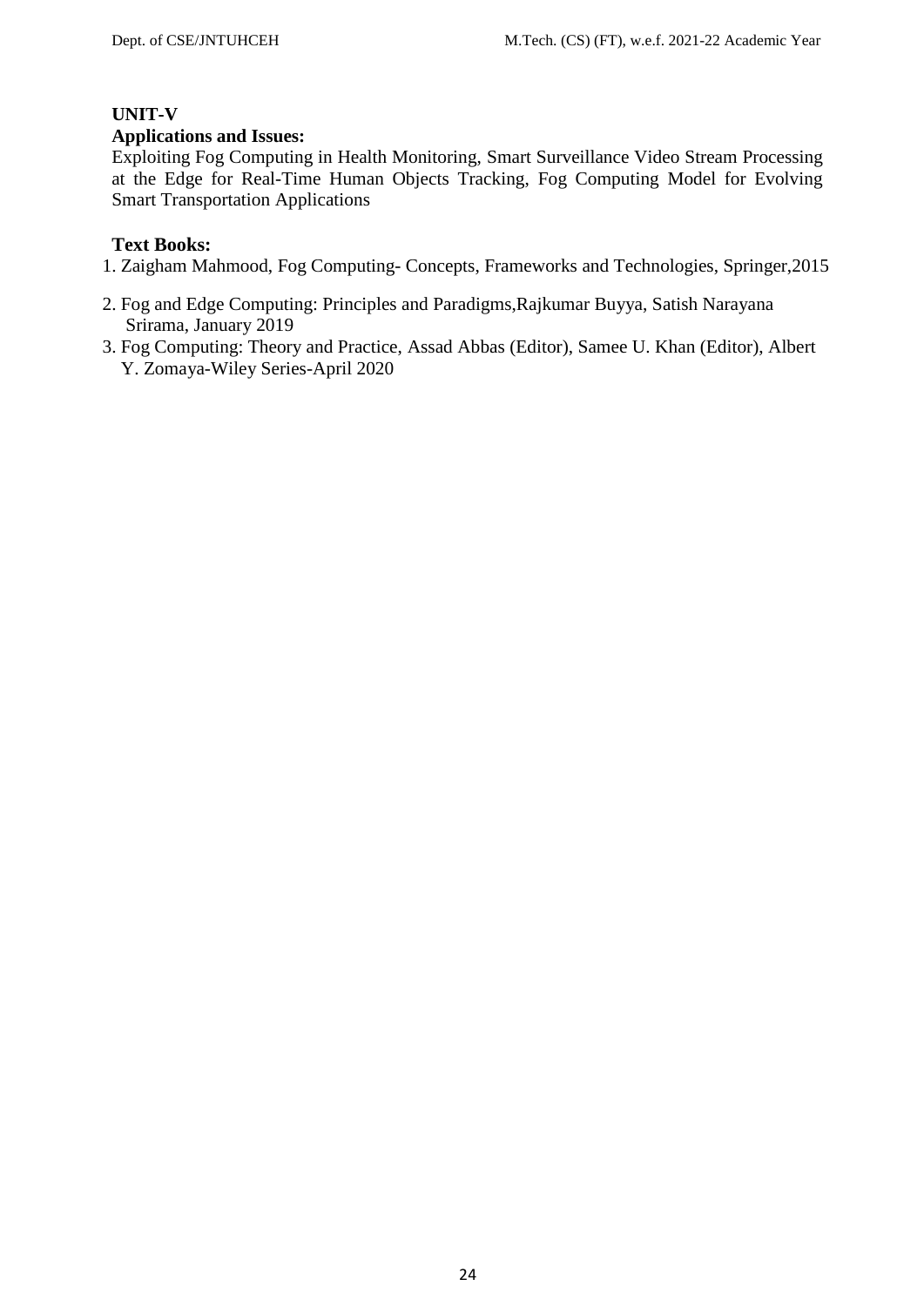**UNIT-V**

**Applications and Issues:**

Exploiting Fog Computing in Health Monitoring, Smart Surveillance Video Stream Processing at the Edge for Real-Time Human Objects Tracking, Fog Computing Model for Evolving Smart Transportation Applications

**Text Books:**

1. Zaigham Mahmood, Fog Computing- Concepts, Frameworks and Technologies, Springer,2015
2. Fog and Edge Computing: Principles and Paradigms,Rajkumar Buyya, Satish Narayana Srirama, January 2019
3. Fog Computing: Theory and Practice, Assad Abbas (Editor), Samee U. Khan (Editor), Albert Y. Zomaya-Wiley Series-April 2020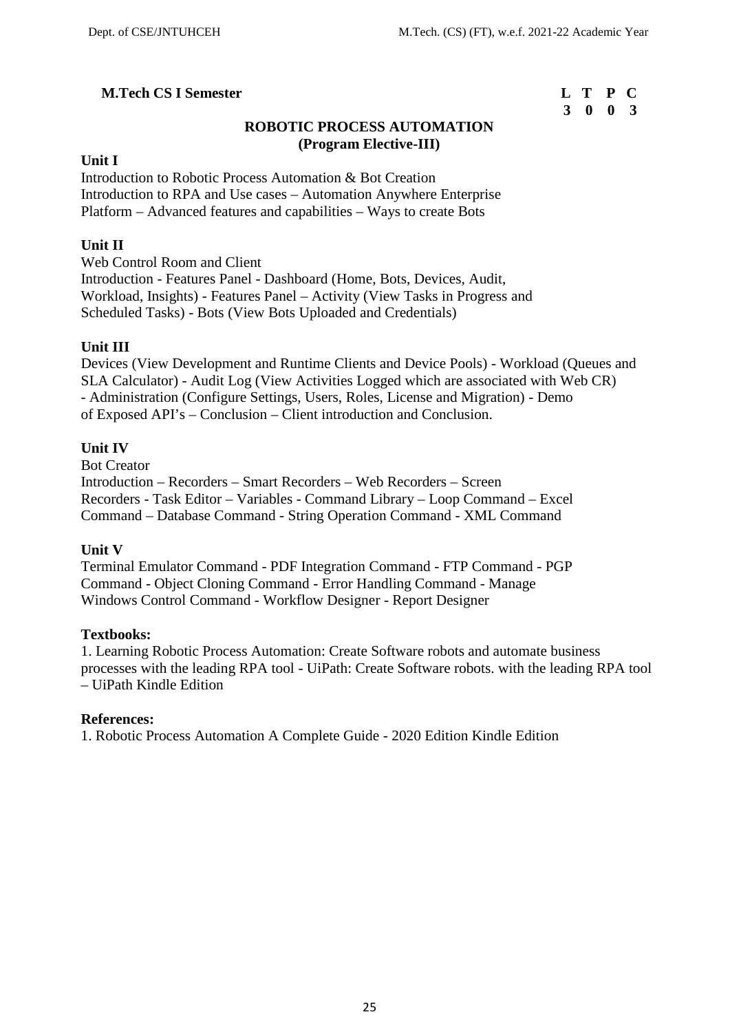**M.Tech CS I Semester**

| L | T | P | C |
|---|---|---|---|
| 3 | 0 | 0 | 3 |

## ROBOTIC PROCESS AUTOMATION
### (Program Elective-III)

**Unit I**

Introduction to Robotic Process Automation & Bot Creation
Introduction to RPA and Use cases – Automation Anywhere Enterprise Platform – Advanced features and capabilities – Ways to create Bots

**Unit II**

Web Control Room and Client
Introduction - Features Panel - Dashboard (Home, Bots, Devices, Audit, Workload, Insights) - Features Panel – Activity (View Tasks in Progress and Scheduled Tasks) - Bots (View Bots Uploaded and Credentials)

**Unit III**

Devices (View Development and Runtime Clients and Device Pools) - Workload (Queues and SLA Calculator) - Audit Log (View Activities Logged which are associated with Web CR) - Administration (Configure Settings, Users, Roles, License and Migration) - Demo of Exposed API's – Conclusion – Client introduction and Conclusion.

**Unit IV**

Bot Creator
Introduction – Recorders – Smart Recorders – Web Recorders – Screen Recorders - Task Editor – Variables - Command Library – Loop Command – Excel Command – Database Command - String Operation Command - XML Command

**Unit V**

Terminal Emulator Command - PDF Integration Command - FTP Command - PGP Command - Object Cloning Command - Error Handling Command - Manage Windows Control Command - Workflow Designer - Report Designer

**Textbooks:**

1. Learning Robotic Process Automation: Create Software robots and automate business processes with the leading RPA tool - UiPath: Create Software robots. with the leading RPA tool – UiPath Kindle Edition

**References:**

1. Robotic Process Automation A Complete Guide - 2020 Edition Kindle Edition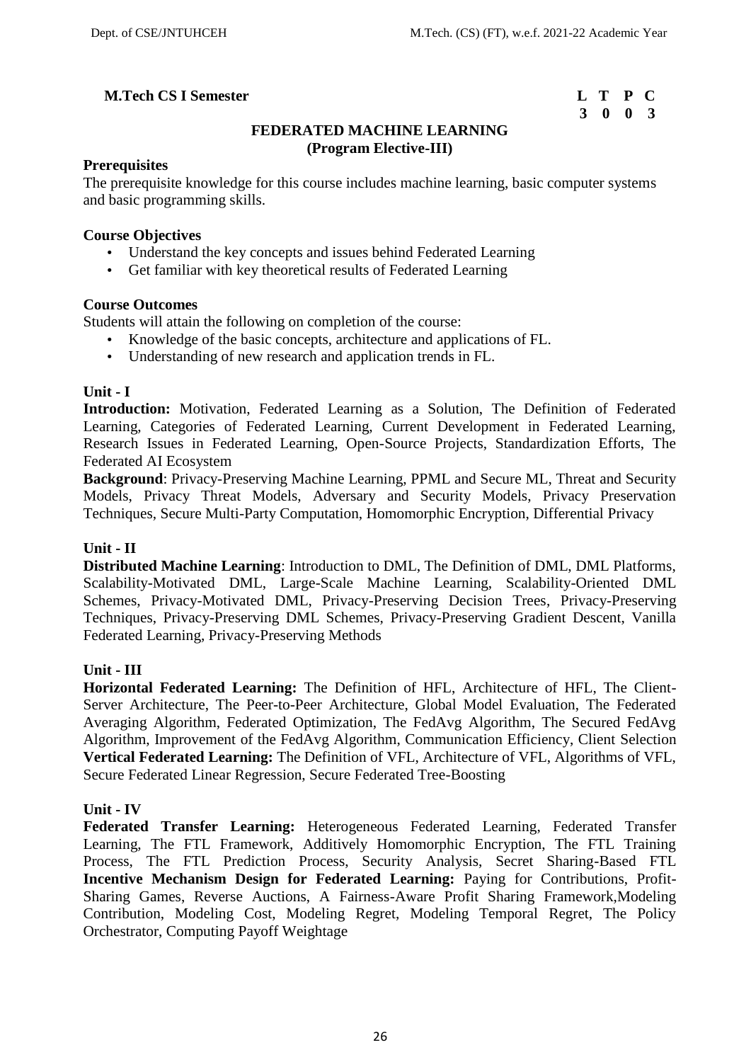**M.Tech CS I Semester**

| L | T | P | C |
|---|---|---|---|
| 3 | 0 | 0 | 3 |

## FEDERATED MACHINE LEARNING
### (Program Elective-III)

**Prerequisites**

The prerequisite knowledge for this course includes machine learning, basic computer systems and basic programming skills.

**Course Objectives**

- Understand the key concepts and issues behind Federated Learning
- Get familiar with key theoretical results of Federated Learning

**Course Outcomes**

Students will attain the following on completion of the course:

- Knowledge of the basic concepts, architecture and applications of FL.
- Understanding of new research and application trends in FL.

**Unit - I**

**Introduction:** Motivation, Federated Learning as a Solution, The Definition of Federated Learning, Categories of Federated Learning, Current Development in Federated Learning, Research Issues in Federated Learning, Open-Source Projects, Standardization Efforts, The Federated AI Ecosystem

**Background**: Privacy-Preserving Machine Learning, PPML and Secure ML, Threat and Security Models, Privacy Threat Models, Adversary and Security Models, Privacy Preservation Techniques, Secure Multi-Party Computation, Homomorphic Encryption, Differential Privacy

**Unit - II**

**Distributed Machine Learning**: Introduction to DML, The Definition of DML, DML Platforms, Scalability-Motivated DML, Large-Scale Machine Learning, Scalability-Oriented DML Schemes, Privacy-Motivated DML, Privacy-Preserving Decision Trees, Privacy-Preserving Techniques, Privacy-Preserving DML Schemes, Privacy-Preserving Gradient Descent, Vanilla Federated Learning, Privacy-Preserving Methods

**Unit - III**

**Horizontal Federated Learning:** The Definition of HFL, Architecture of HFL, The Client-Server Architecture, The Peer-to-Peer Architecture, Global Model Evaluation, The Federated Averaging Algorithm, Federated Optimization, The FedAvg Algorithm, The Secured FedAvg Algorithm, Improvement of the FedAvg Algorithm, Communication Efficiency, Client Selection

**Vertical Federated Learning:** The Definition of VFL, Architecture of VFL, Algorithms of VFL, Secure Federated Linear Regression, Secure Federated Tree-Boosting

**Unit - IV**

**Federated Transfer Learning:** Heterogeneous Federated Learning, Federated Transfer Learning, The FTL Framework, Additively Homomorphic Encryption, The FTL Training Process, The FTL Prediction Process, Security Analysis, Secret Sharing-Based FTL

**Incentive Mechanism Design for Federated Learning:** Paying for Contributions, Profit-Sharing Games, Reverse Auctions, A Fairness-Aware Profit Sharing Framework,Modeling Contribution, Modeling Cost, Modeling Regret, Modeling Temporal Regret, The Policy Orchestrator, Computing Payoff Weightage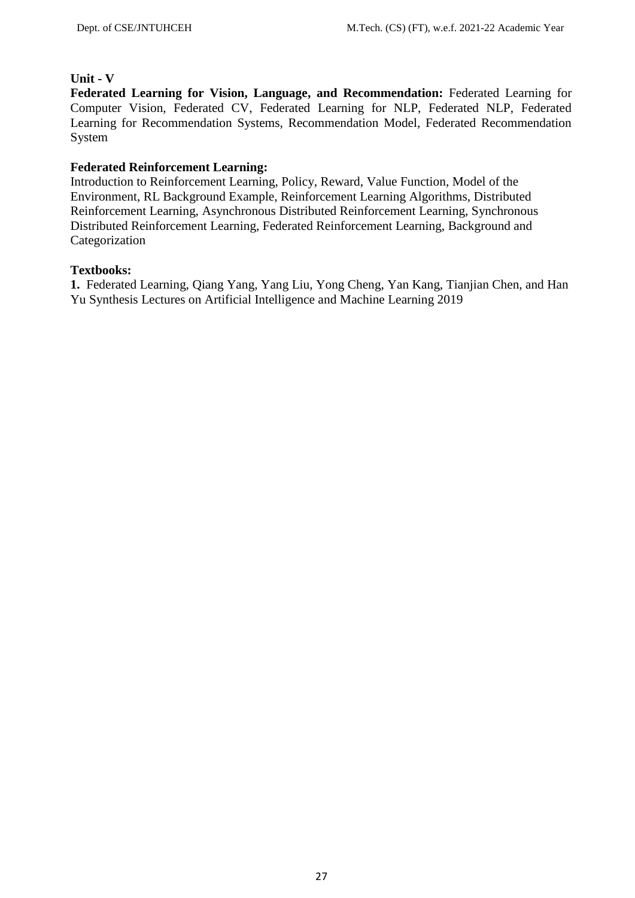**Unit - V**

**Federated Learning for Vision, Language, and Recommendation:** Federated Learning for Computer Vision, Federated CV, Federated Learning for NLP, Federated NLP, Federated Learning for Recommendation Systems, Recommendation Model, Federated Recommendation System

**Federated Reinforcement Learning:**

Introduction to Reinforcement Learning, Policy, Reward, Value Function, Model of the Environment, RL Background Example, Reinforcement Learning Algorithms, Distributed Reinforcement Learning, Asynchronous Distributed Reinforcement Learning, Synchronous Distributed Reinforcement Learning, Federated Reinforcement Learning, Background and Categorization

**Textbooks:**

**1.** Federated Learning, Qiang Yang, Yang Liu, Yong Cheng, Yan Kang, Tianjian Chen, and Han Yu Synthesis Lectures on Artificial Intelligence and Machine Learning 2019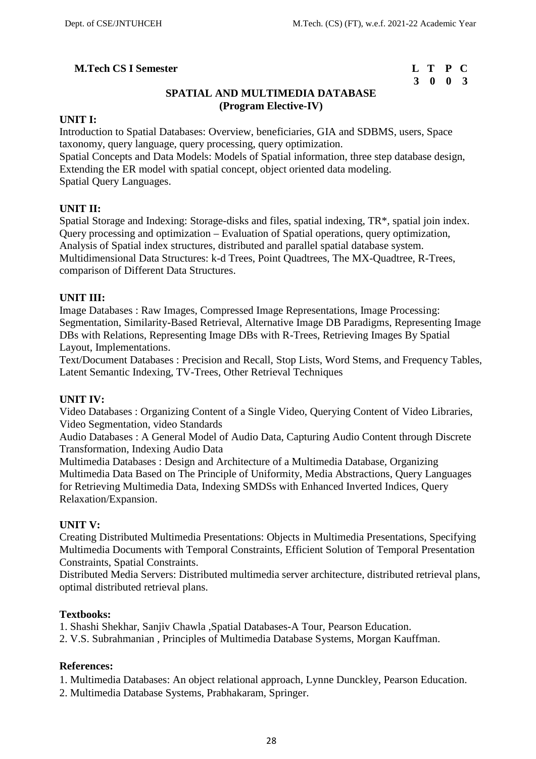**M.Tech CS I Semester**

| L | T | P | C |
|---|---|---|---|
| 3 | 0 | 0 | 3 |

## SPATIAL AND MULTIMEDIA DATABASE
### (Program Elective-IV)

**UNIT I:**

Introduction to Spatial Databases: Overview, beneficiaries, GIA and SDBMS, users, Space taxonomy, query language, query processing, query optimization.
Spatial Concepts and Data Models: Models of Spatial information, three step database design, Extending the ER model with spatial concept, object oriented data modeling.
Spatial Query Languages.

**UNIT II:**

Spatial Storage and Indexing: Storage-disks and files, spatial indexing, TR*, spatial join index.
Query processing and optimization – Evaluation of Spatial operations, query optimization, Analysis of Spatial index structures, distributed and parallel spatial database system.
Multidimensional Data Structures: k-d Trees, Point Quadtrees, The MX-Quadtree, R-Trees, comparison of Different Data Structures.

**UNIT III:**

Image Databases : Raw Images, Compressed Image Representations, Image Processing: Segmentation, Similarity-Based Retrieval, Alternative Image DB Paradigms, Representing Image DBs with Relations, Representing Image DBs with R-Trees, Retrieving Images By Spatial Layout, Implementations.
Text/Document Databases : Precision and Recall, Stop Lists, Word Stems, and Frequency Tables, Latent Semantic Indexing, TV-Trees, Other Retrieval Techniques

**UNIT IV:**

Video Databases : Organizing Content of a Single Video, Querying Content of Video Libraries, Video Segmentation, video Standards
Audio Databases : A General Model of Audio Data, Capturing Audio Content through Discrete Transformation, Indexing Audio Data
Multimedia Databases : Design and Architecture of a Multimedia Database, Organizing Multimedia Data Based on The Principle of Uniformity, Media Abstractions, Query Languages for Retrieving Multimedia Data, Indexing SMDSs with Enhanced Inverted Indices, Query Relaxation/Expansion.

**UNIT V:**

Creating Distributed Multimedia Presentations: Objects in Multimedia Presentations, Specifying Multimedia Documents with Temporal Constraints, Efficient Solution of Temporal Presentation Constraints, Spatial Constraints.
Distributed Media Servers: Distributed multimedia server architecture, distributed retrieval plans, optimal distributed retrieval plans.

**Textbooks:**

1. Shashi Shekhar, Sanjiv Chawla ,Spatial Databases-A Tour, Pearson Education.
2. V.S. Subrahmanian , Principles of Multimedia Database Systems, Morgan Kauffman.

**References:**

1. Multimedia Databases: An object relational approach, Lynne Dunckley, Pearson Education.
2. Multimedia Database Systems, Prabhakaram, Springer.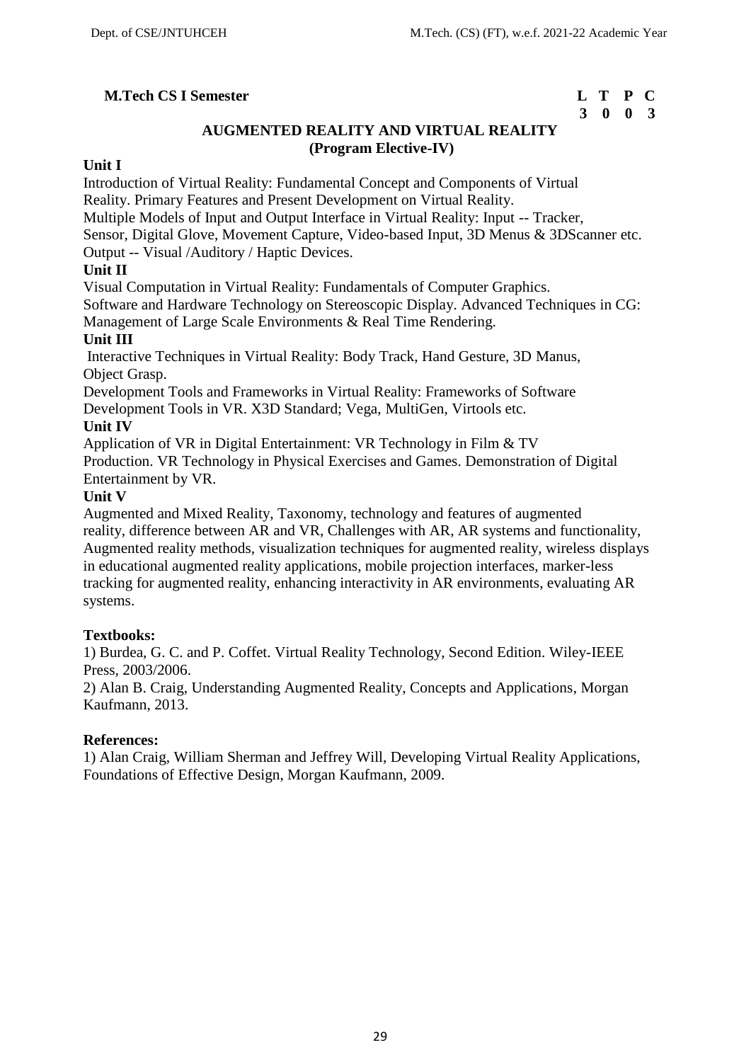**M.Tech CS I Semester**

| L | T | P | C |
|---|---|---|---|
| 3 | 0 | 0 | 3 |

## AUGMENTED REALITY AND VIRTUAL REALITY
### (Program Elective-IV)

**Unit I**

Introduction of Virtual Reality: Fundamental Concept and Components of Virtual Reality. Primary Features and Present Development on Virtual Reality.

Multiple Models of Input and Output Interface in Virtual Reality: Input -- Tracker, Sensor, Digital Glove, Movement Capture, Video-based Input, 3D Menus & 3DScanner etc. Output -- Visual /Auditory / Haptic Devices.

**Unit II**

Visual Computation in Virtual Reality: Fundamentals of Computer Graphics.

Software and Hardware Technology on Stereoscopic Display. Advanced Techniques in CG: Management of Large Scale Environments & Real Time Rendering.

**Unit III**

Interactive Techniques in Virtual Reality: Body Track, Hand Gesture, 3D Manus, Object Grasp.

Development Tools and Frameworks in Virtual Reality: Frameworks of Software Development Tools in VR. X3D Standard; Vega, MultiGen, Virtools etc.

**Unit IV**

Application of VR in Digital Entertainment: VR Technology in Film & TV Production. VR Technology in Physical Exercises and Games. Demonstration of Digital Entertainment by VR.

**Unit V**

Augmented and Mixed Reality, Taxonomy, technology and features of augmented reality, difference between AR and VR, Challenges with AR, AR systems and functionality, Augmented reality methods, visualization techniques for augmented reality, wireless displays in educational augmented reality applications, mobile projection interfaces, marker-less tracking for augmented reality, enhancing interactivity in AR environments, evaluating AR systems.

**Textbooks:**

1) Burdea, G. C. and P. Coffet. Virtual Reality Technology, Second Edition. Wiley-IEEE Press, 2003/2006.

2) Alan B. Craig, Understanding Augmented Reality, Concepts and Applications, Morgan Kaufmann, 2013.

**References:**

1) Alan Craig, William Sherman and Jeffrey Will, Developing Virtual Reality Applications, Foundations of Effective Design, Morgan Kaufmann, 2009.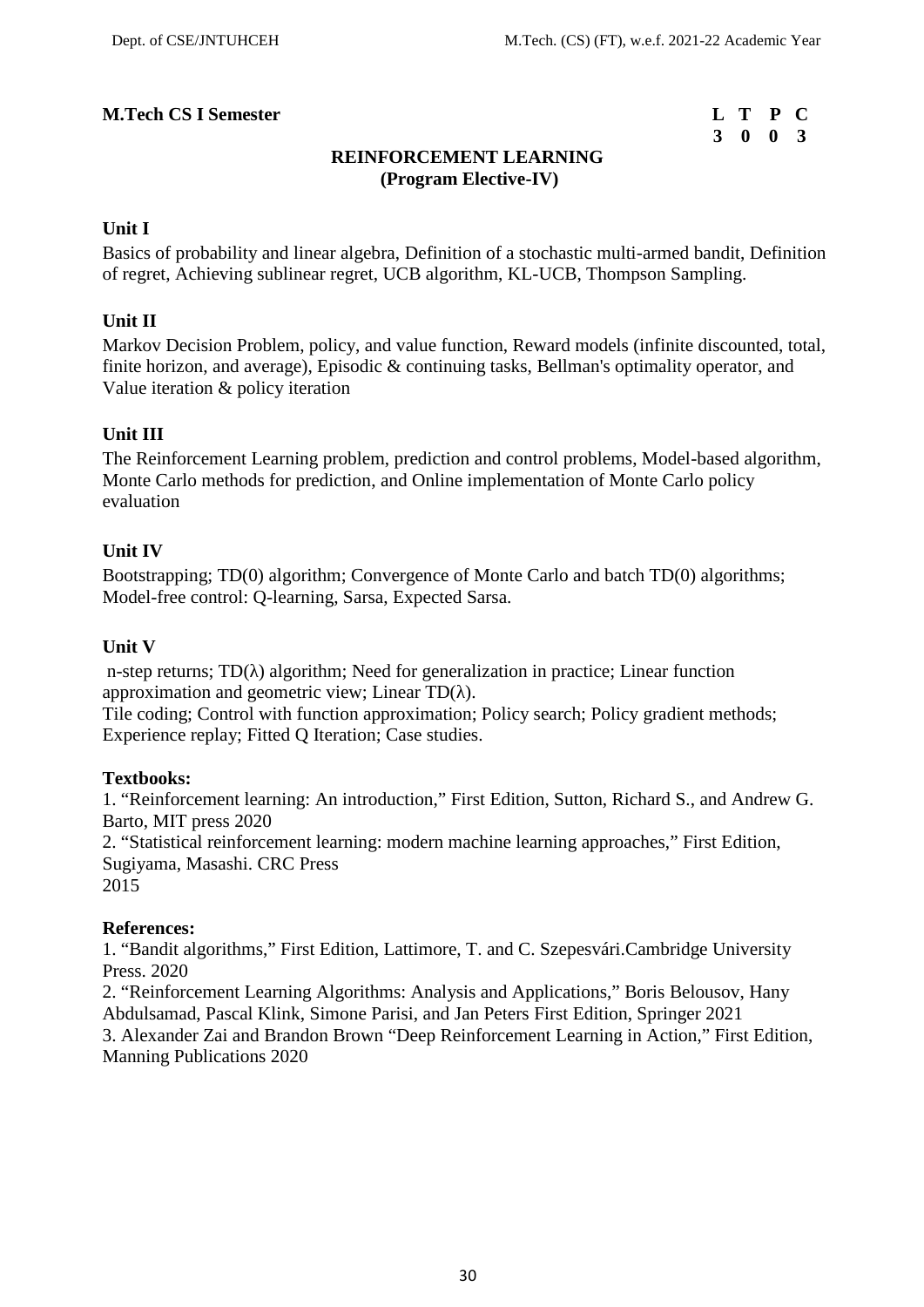**M.Tech CS I Semester**

| L | T | P | C |
|---|---|---|---|
| 3 | 0 | 0 | 3 |

## REINFORCEMENT LEARNING
### (Program Elective-IV)

**Unit I**

Basics of probability and linear algebra, Definition of a stochastic multi-armed bandit, Definition of regret, Achieving sublinear regret, UCB algorithm, KL-UCB, Thompson Sampling.

**Unit II**

Markov Decision Problem, policy, and value function, Reward models (infinite discounted, total, finite horizon, and average), Episodic & continuing tasks, Bellman's optimality operator, and Value iteration & policy iteration

**Unit III**

The Reinforcement Learning problem, prediction and control problems, Model-based algorithm, Monte Carlo methods for prediction, and Online implementation of Monte Carlo policy evaluation

**Unit IV**

Bootstrapping; TD(0) algorithm; Convergence of Monte Carlo and batch TD(0) algorithms; Model-free control: Q-learning, Sarsa, Expected Sarsa.

**Unit V**

n-step returns; TD($\lambda$) algorithm; Need for generalization in practice; Linear function approximation and geometric view; Linear TD($\lambda$).
Tile coding; Control with function approximation; Policy search; Policy gradient methods; Experience replay; Fitted Q Iteration; Case studies.

**Textbooks:**

1. "Reinforcement learning: An introduction," First Edition, Sutton, Richard S., and Andrew G. Barto, MIT press 2020
2. "Statistical reinforcement learning: modern machine learning approaches," First Edition, Sugiyama, Masashi. CRC Press 2015

**References:**

1. "Bandit algorithms," First Edition, Lattimore, T. and C. Szepesvári.Cambridge University Press. 2020
2. "Reinforcement Learning Algorithms: Analysis and Applications," Boris Belousov, Hany Abdulsamad, Pascal Klink, Simone Parisi, and Jan Peters First Edition, Springer 2021
3. Alexander Zai and Brandon Brown "Deep Reinforcement Learning in Action," First Edition, Manning Publications 2020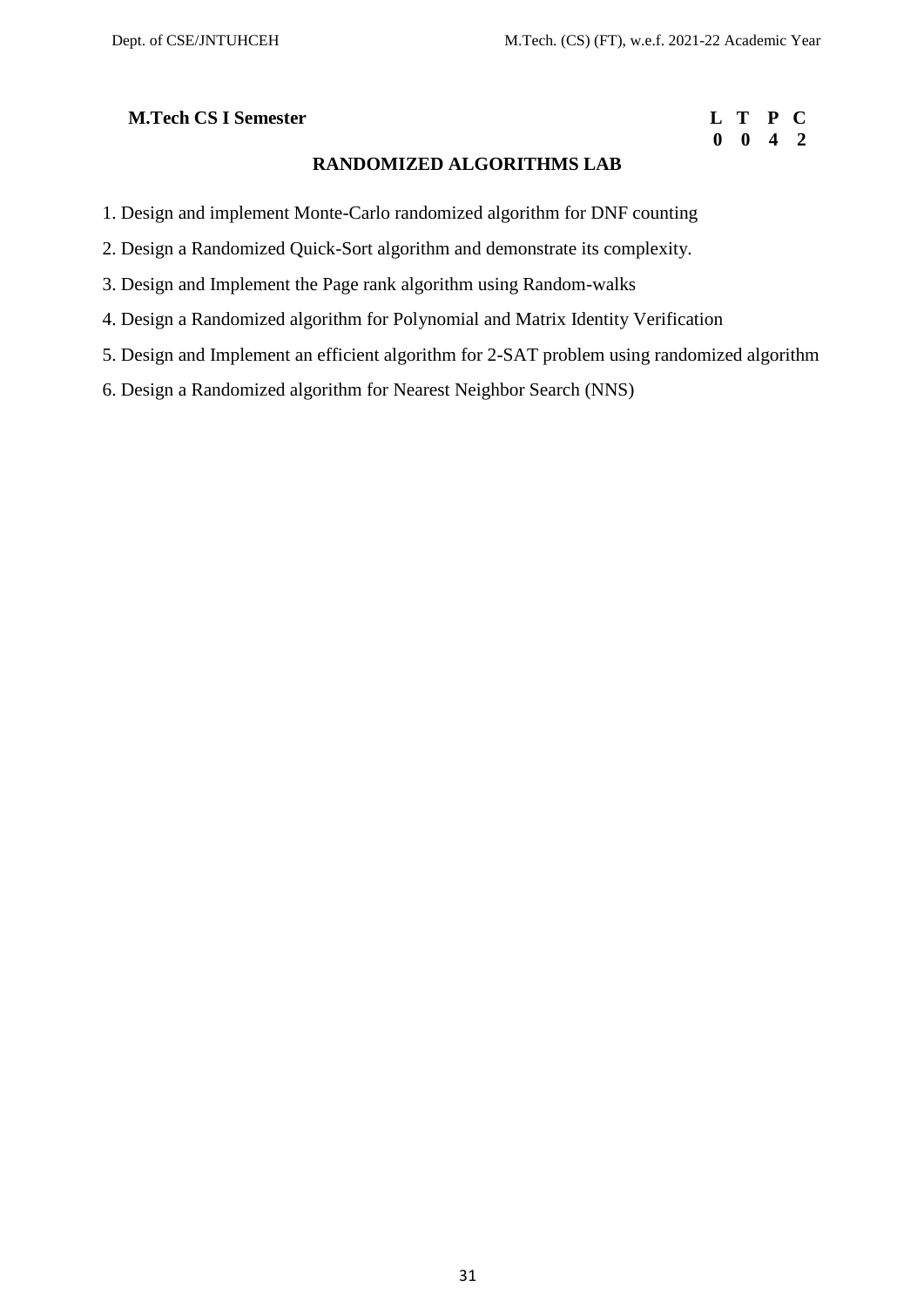**M.Tech CS I Semester**

| L | T | P | C |
|---|---|---|---|
| 0 | 0 | 4 | 2 |

## RANDOMIZED ALGORITHMS LAB

1. Design and implement Monte-Carlo randomized algorithm for DNF counting
2. Design a Randomized Quick-Sort algorithm and demonstrate its complexity.
3. Design and Implement the Page rank algorithm using Random-walks
4. Design a Randomized algorithm for Polynomial and Matrix Identity Verification
5. Design and Implement an efficient algorithm for 2-SAT problem using randomized algorithm
6. Design a Randomized algorithm for Nearest Neighbor Search (NNS)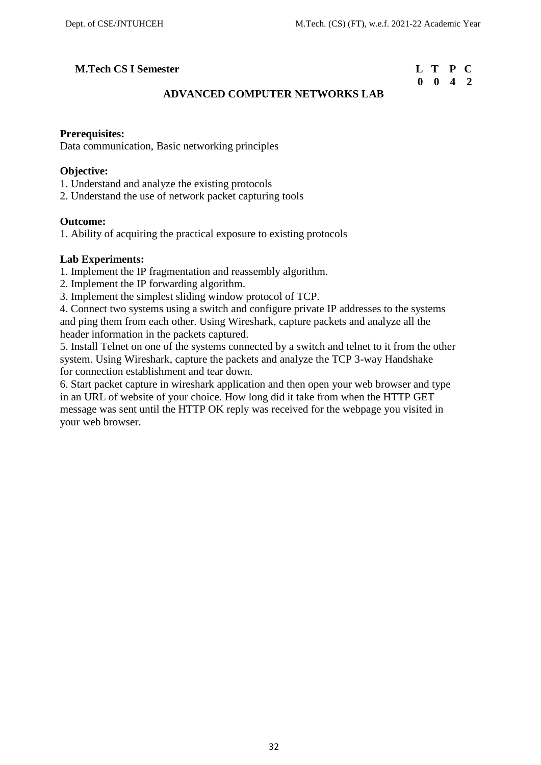**M.Tech CS I Semester**

| L | T | P | C |
|---|---|---|---|
| 0 | 0 | 4 | 2 |

# ADVANCED COMPUTER NETWORKS LAB

**Prerequisites:**
Data communication, Basic networking principles

**Objective:**
1. Understand and analyze the existing protocols
2. Understand the use of network packet capturing tools

**Outcome:**
1. Ability of acquiring the practical exposure to existing protocols

**Lab Experiments:**
1. Implement the IP fragmentation and reassembly algorithm.
2. Implement the IP forwarding algorithm.
3. Implement the simplest sliding window protocol of TCP.
4. Connect two systems using a switch and configure private IP addresses to the systems and ping them from each other. Using Wireshark, capture packets and analyze all the header information in the packets captured.
5. Install Telnet on one of the systems connected by a switch and telnet to it from the other system. Using Wireshark, capture the packets and analyze the TCP 3-way Handshake for connection establishment and tear down.
6. Start packet capture in wireshark application and then open your web browser and type in an URL of website of your choice. How long did it take from when the HTTP GET message was sent until the HTTP OK reply was received for the webpage you visited in your web browser.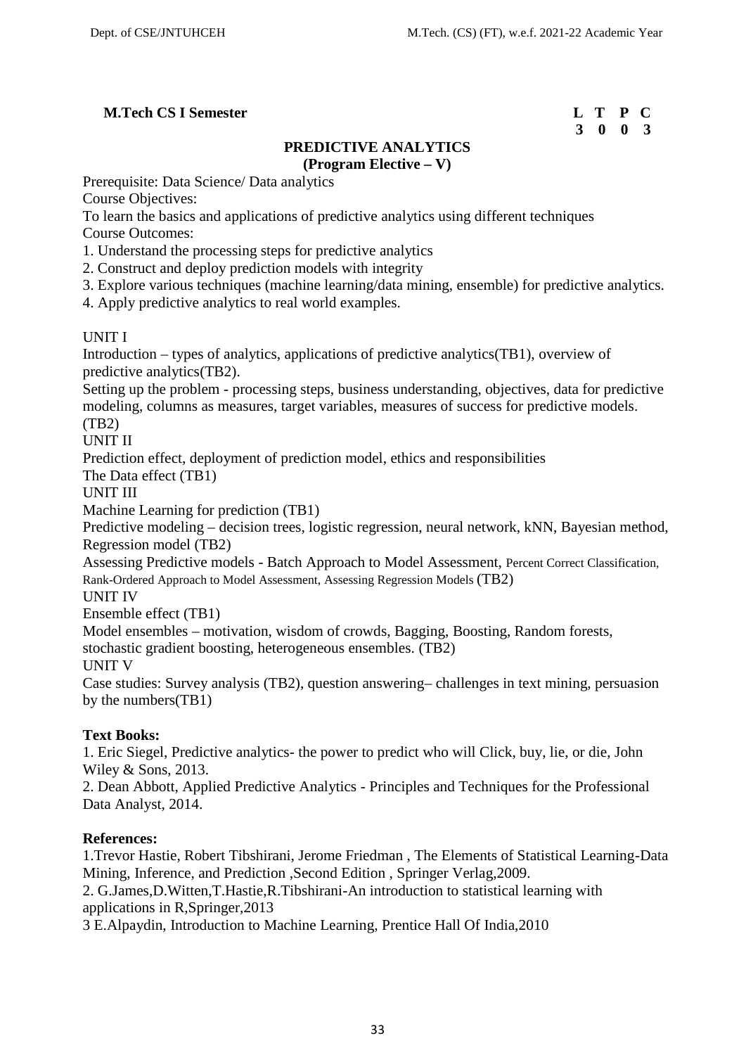**M.Tech CS I Semester**

| L | T | P | C |
|---|---|---|---|
| 3 | 0 | 0 | 3 |

## PREDICTIVE ANALYTICS
### (Program Elective – V)

Prerequisite: Data Science/ Data analytics

Course Objectives:

To learn the basics and applications of predictive analytics using different techniques

Course Outcomes:

1. Understand the processing steps for predictive analytics
2. Construct and deploy prediction models with integrity
3. Explore various techniques (machine learning/data mining, ensemble) for predictive analytics.
4. Apply predictive analytics to real world examples.

UNIT I

Introduction – types of analytics, applications of predictive analytics(TB1), overview of predictive analytics(TB2).

Setting up the problem - processing steps, business understanding, objectives, data for predictive modeling, columns as measures, target variables, measures of success for predictive models. (TB2)

UNIT II

Prediction effect, deployment of prediction model, ethics and responsibilities

The Data effect (TB1)

UNIT III

Machine Learning for prediction (TB1)

Predictive modeling – decision trees, logistic regression, neural network, kNN, Bayesian method, Regression model (TB2)

Assessing Predictive models - Batch Approach to Model Assessment, Percent Correct Classification, Rank-Ordered Approach to Model Assessment, Assessing Regression Models (TB2)

UNIT IV

Ensemble effect (TB1)

Model ensembles – motivation, wisdom of crowds, Bagging, Boosting, Random forests, stochastic gradient boosting, heterogeneous ensembles. (TB2)

UNIT V

Case studies: Survey analysis (TB2), question answering– challenges in text mining, persuasion by the numbers(TB1)

**Text Books:**

1. Eric Siegel, Predictive analytics- the power to predict who will Click, buy, lie, or die, John Wiley & Sons, 2013.
2. Dean Abbott, Applied Predictive Analytics - Principles and Techniques for the Professional Data Analyst, 2014.

**References:**

1.Trevor Hastie, Robert Tibshirani, Jerome Friedman , The Elements of Statistical Learning-Data Mining, Inference, and Prediction ,Second Edition , Springer Verlag,2009.

2. G.James,D.Witten,T.Hastie,R.Tibshirani-An introduction to statistical learning with applications in R,Springer,2013

3 E.Alpaydin, Introduction to Machine Learning, Prentice Hall Of India,2010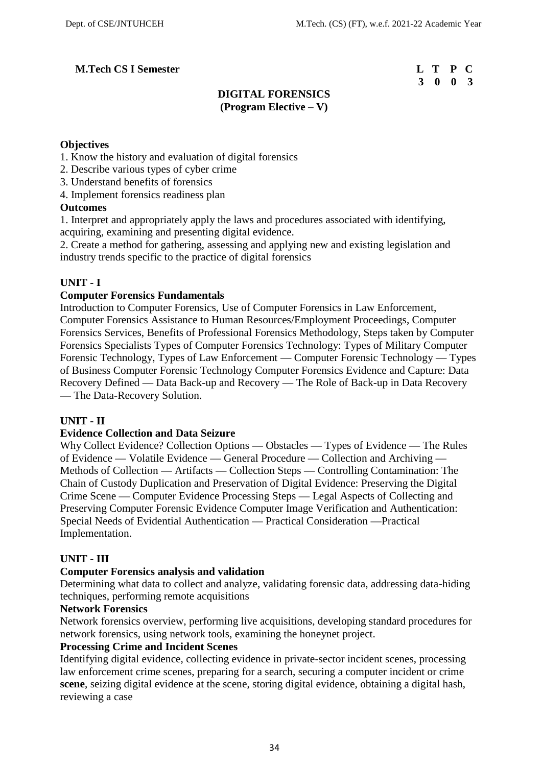**M.Tech CS I Semester**

| L | T | P | C |
|---|---|---|---|
| 3 | 0 | 0 | 3 |

## DIGITAL FORENSICS
## (Program Elective – V)

**Objectives**

1. Know the history and evaluation of digital forensics
2. Describe various types of cyber crime
3. Understand benefits of forensics
4. Implement forensics readiness plan

**Outcomes**

1. Interpret and appropriately apply the laws and procedures associated with identifying, acquiring, examining and presenting digital evidence.
2. Create a method for gathering, assessing and applying new and existing legislation and industry trends specific to the practice of digital forensics

### UNIT - I

**Computer Forensics Fundamentals**

Introduction to Computer Forensics, Use of Computer Forensics in Law Enforcement, Computer Forensics Assistance to Human Resources/Employment Proceedings, Computer Forensics Services, Benefits of Professional Forensics Methodology, Steps taken by Computer Forensics Specialists Types of Computer Forensics Technology: Types of Military Computer Forensic Technology, Types of Law Enforcement — Computer Forensic Technology — Types of Business Computer Forensic Technology Computer Forensics Evidence and Capture: Data Recovery Defined — Data Back-up and Recovery — The Role of Back-up in Data Recovery — The Data-Recovery Solution.

### UNIT - II

**Evidence Collection and Data Seizure**

Why Collect Evidence? Collection Options — Obstacles — Types of Evidence — The Rules of Evidence — Volatile Evidence — General Procedure — Collection and Archiving — Methods of Collection — Artifacts — Collection Steps — Controlling Contamination: The Chain of Custody Duplication and Preservation of Digital Evidence: Preserving the Digital Crime Scene — Computer Evidence Processing Steps — Legal Aspects of Collecting and Preserving Computer Forensic Evidence Computer Image Verification and Authentication: Special Needs of Evidential Authentication — Practical Consideration —Practical Implementation.

### UNIT - III

**Computer Forensics analysis and validation**

Determining what data to collect and analyze, validating forensic data, addressing data-hiding techniques, performing remote acquisitions

**Network Forensics**

Network forensics overview, performing live acquisitions, developing standard procedures for network forensics, using network tools, examining the honeynet project.

**Processing Crime and Incident Scenes**

Identifying digital evidence, collecting evidence in private-sector incident scenes, processing law enforcement crime scenes, preparing for a search, securing a computer incident or crime **scene**, seizing digital evidence at the scene, storing digital evidence, obtaining a digital hash, reviewing a case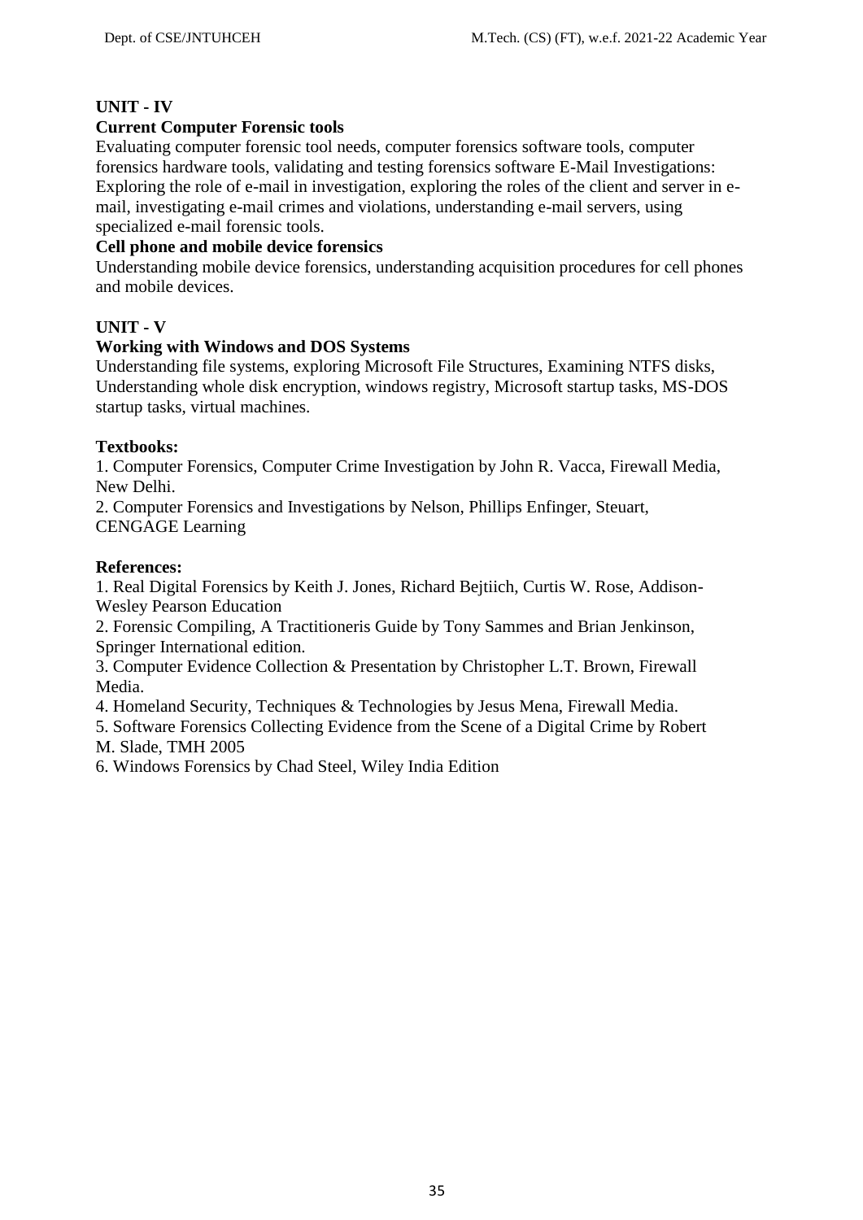**UNIT - IV**

**Current Computer Forensic tools**

Evaluating computer forensic tool needs, computer forensics software tools, computer forensics hardware tools, validating and testing forensics software E-Mail Investigations: Exploring the role of e-mail in investigation, exploring the roles of the client and server in e-mail, investigating e-mail crimes and violations, understanding e-mail servers, using specialized e-mail forensic tools.

**Cell phone and mobile device forensics**

Understanding mobile device forensics, understanding acquisition procedures for cell phones and mobile devices.

**UNIT - V**

**Working with Windows and DOS Systems**

Understanding file systems, exploring Microsoft File Structures, Examining NTFS disks, Understanding whole disk encryption, windows registry, Microsoft startup tasks, MS-DOS startup tasks, virtual machines.

**Textbooks:**

1. Computer Forensics, Computer Crime Investigation by John R. Vacca, Firewall Media, New Delhi.
2. Computer Forensics and Investigations by Nelson, Phillips Enfinger, Steuart, CENGAGE Learning

**References:**

1. Real Digital Forensics by Keith J. Jones, Richard Bejtiich, Curtis W. Rose, Addison-Wesley Pearson Education
2. Forensic Compiling, A Tractitioneris Guide by Tony Sammes and Brian Jenkinson, Springer International edition.
3. Computer Evidence Collection & Presentation by Christopher L.T. Brown, Firewall Media.
4. Homeland Security, Techniques & Technologies by Jesus Mena, Firewall Media.
5. Software Forensics Collecting Evidence from the Scene of a Digital Crime by Robert M. Slade, TMH 2005
6. Windows Forensics by Chad Steel, Wiley India Edition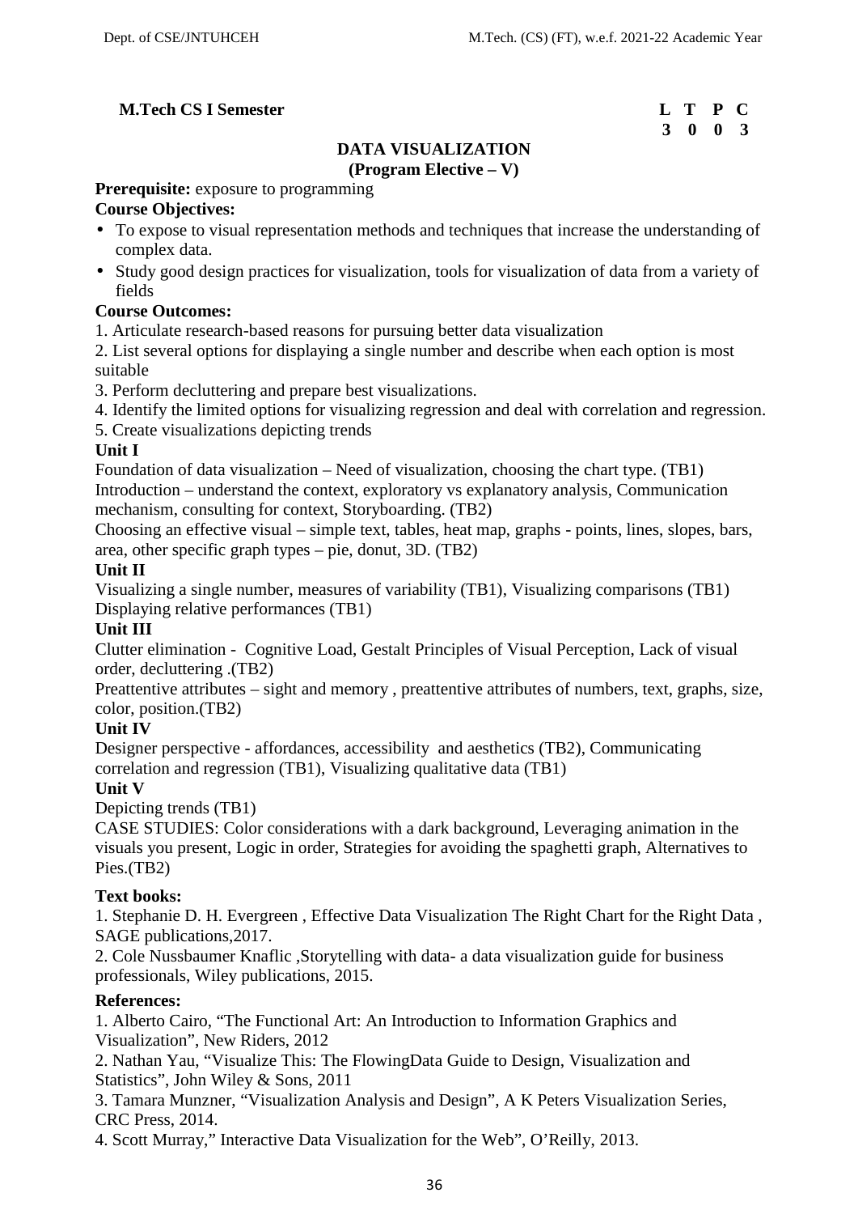**M.Tech CS I Semester**

| L | T | P | C |
|---|---|---|---|
| 3 | 0 | 0 | 3 |

## DATA VISUALIZATION
### (Program Elective – V)

**Prerequisite:** exposure to programming

**Course Objectives:**

- To expose to visual representation methods and techniques that increase the understanding of complex data.
- Study good design practices for visualization, tools for visualization of data from a variety of fields

**Course Outcomes:**

1. Articulate research-based reasons for pursuing better data visualization
2. List several options for displaying a single number and describe when each option is most suitable
3. Perform decluttering and prepare best visualizations.
4. Identify the limited options for visualizing regression and deal with correlation and regression.
5. Create visualizations depicting trends

**Unit I**

Foundation of data visualization – Need of visualization, choosing the chart type. (TB1)
Introduction – understand the context, exploratory vs explanatory analysis, Communication mechanism, consulting for context, Storyboarding. (TB2)
Choosing an effective visual – simple text, tables, heat map, graphs - points, lines, slopes, bars, area, other specific graph types – pie, donut, 3D. (TB2)

**Unit II**

Visualizing a single number, measures of variability (TB1), Visualizing comparisons (TB1)
Displaying relative performances (TB1)

**Unit III**

Clutter elimination - Cognitive Load, Gestalt Principles of Visual Perception, Lack of visual order, decluttering .(TB2)
Preattentive attributes – sight and memory , preattentive attributes of numbers, text, graphs, size, color, position.(TB2)

**Unit IV**

Designer perspective - affordances, accessibility and aesthetics (TB2), Communicating correlation and regression (TB1), Visualizing qualitative data (TB1)

**Unit V**

Depicting trends (TB1)
CASE STUDIES: Color considerations with a dark background, Leveraging animation in the visuals you present, Logic in order, Strategies for avoiding the spaghetti graph, Alternatives to Pies.(TB2)

**Text books:**

1. Stephanie D. H. Evergreen , Effective Data Visualization The Right Chart for the Right Data , SAGE publications,2017.
2. Cole Nussbaumer Knaflic ,Storytelling with data- a data visualization guide for business professionals, Wiley publications, 2015.

**References:**

1. Alberto Cairo, "The Functional Art: An Introduction to Information Graphics and Visualization", New Riders, 2012
2. Nathan Yau, "Visualize This: The FlowingData Guide to Design, Visualization and Statistics", John Wiley & Sons, 2011
3. Tamara Munzner, "Visualization Analysis and Design", A K Peters Visualization Series, CRC Press, 2014.
4. Scott Murray," Interactive Data Visualization for the Web", O'Reilly, 2013.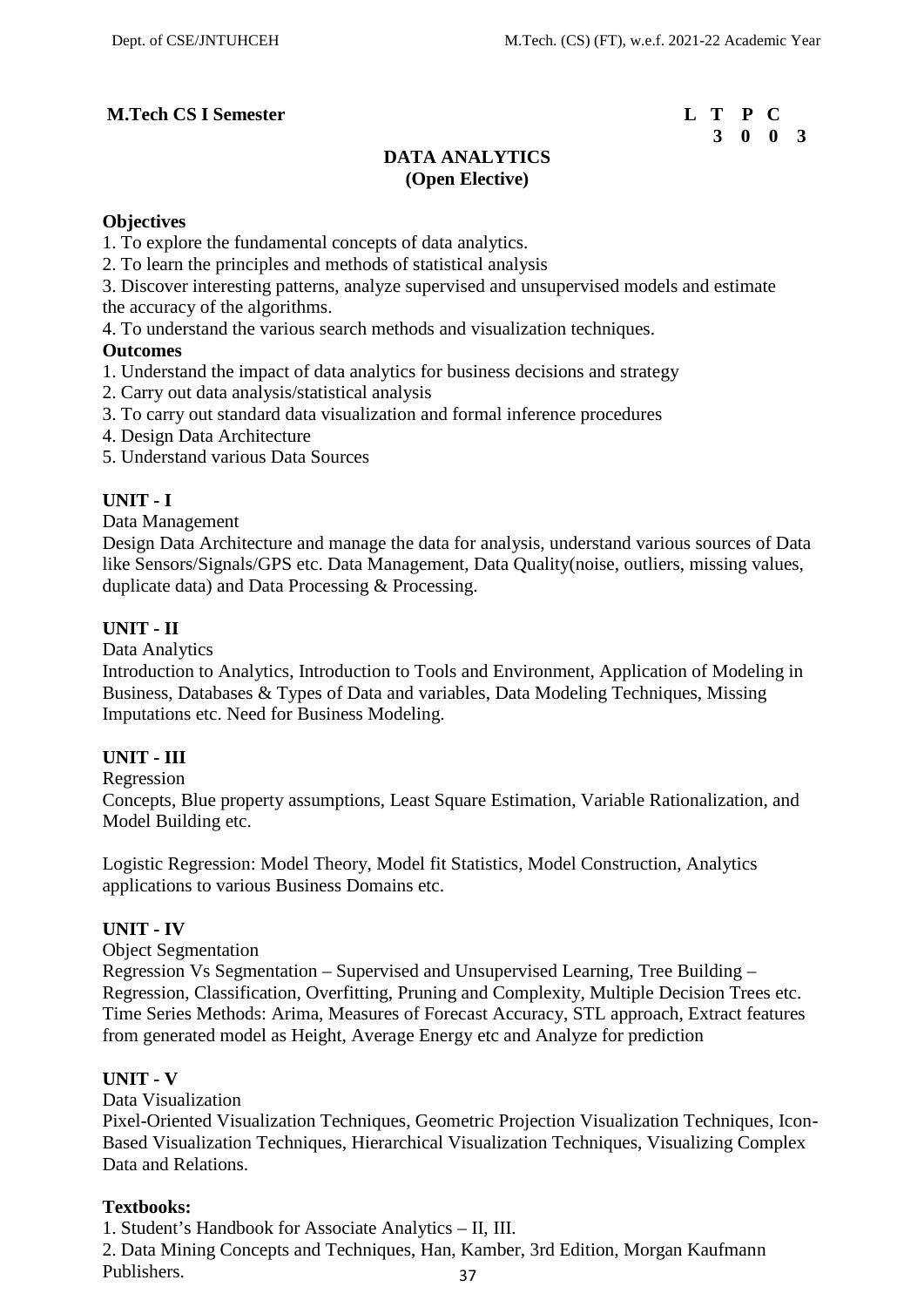**M.Tech CS I Semester**

| L | T | P | C |
|---|---|---|---|
| 3 | 0 | 0 | 3 |

## DATA ANALYTICS
### (Open Elective)

**Objectives**

1. To explore the fundamental concepts of data analytics.
2. To learn the principles and methods of statistical analysis
3. Discover interesting patterns, analyze supervised and unsupervised models and estimate the accuracy of the algorithms.
4. To understand the various search methods and visualization techniques.

**Outcomes**

1. Understand the impact of data analytics for business decisions and strategy
2. Carry out data analysis/statistical analysis
3. To carry out standard data visualization and formal inference procedures
4. Design Data Architecture
5. Understand various Data Sources

**UNIT - I**

Data Management

Design Data Architecture and manage the data for analysis, understand various sources of Data like Sensors/Signals/GPS etc. Data Management, Data Quality(noise, outliers, missing values, duplicate data) and Data Processing & Processing.

**UNIT - II**

Data Analytics

Introduction to Analytics, Introduction to Tools and Environment, Application of Modeling in Business, Databases & Types of Data and variables, Data Modeling Techniques, Missing Imputations etc. Need for Business Modeling.

**UNIT - III**

Regression

Concepts, Blue property assumptions, Least Square Estimation, Variable Rationalization, and Model Building etc.

Logistic Regression: Model Theory, Model fit Statistics, Model Construction, Analytics applications to various Business Domains etc.

**UNIT - IV**

Object Segmentation

Regression Vs Segmentation – Supervised and Unsupervised Learning, Tree Building – Regression, Classification, Overfitting, Pruning and Complexity, Multiple Decision Trees etc. Time Series Methods: Arima, Measures of Forecast Accuracy, STL approach, Extract features from generated model as Height, Average Energy etc and Analyze for prediction

**UNIT - V**

Data Visualization

Pixel-Oriented Visualization Techniques, Geometric Projection Visualization Techniques, Icon-Based Visualization Techniques, Hierarchical Visualization Techniques, Visualizing Complex Data and Relations.

**Textbooks:**

1. Student's Handbook for Associate Analytics – II, III.
2. Data Mining Concepts and Techniques, Han, Kamber, 3rd Edition, Morgan Kaufmann Publishers.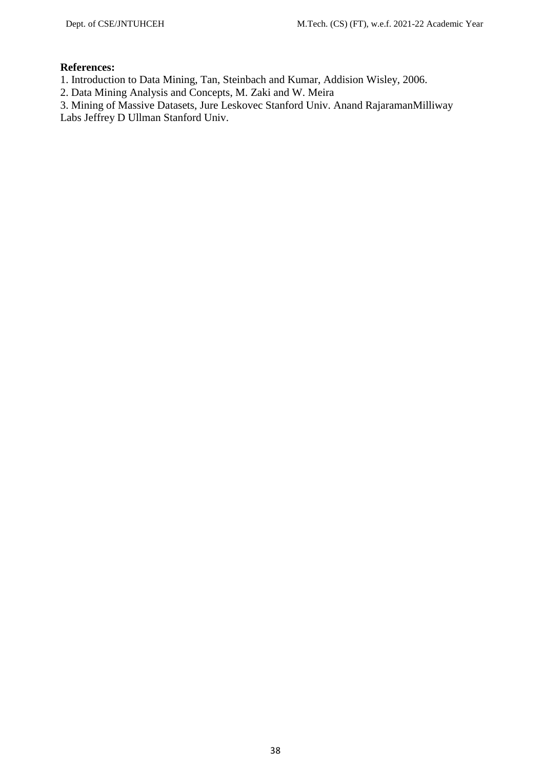**References:**

1. Introduction to Data Mining, Tan, Steinbach and Kumar, Addision Wisley, 2006.
2. Data Mining Analysis and Concepts, M. Zaki and W. Meira
3. Mining of Massive Datasets, Jure Leskovec Stanford Univ. Anand RajaramanMilliway Labs Jeffrey D Ullman Stanford Univ.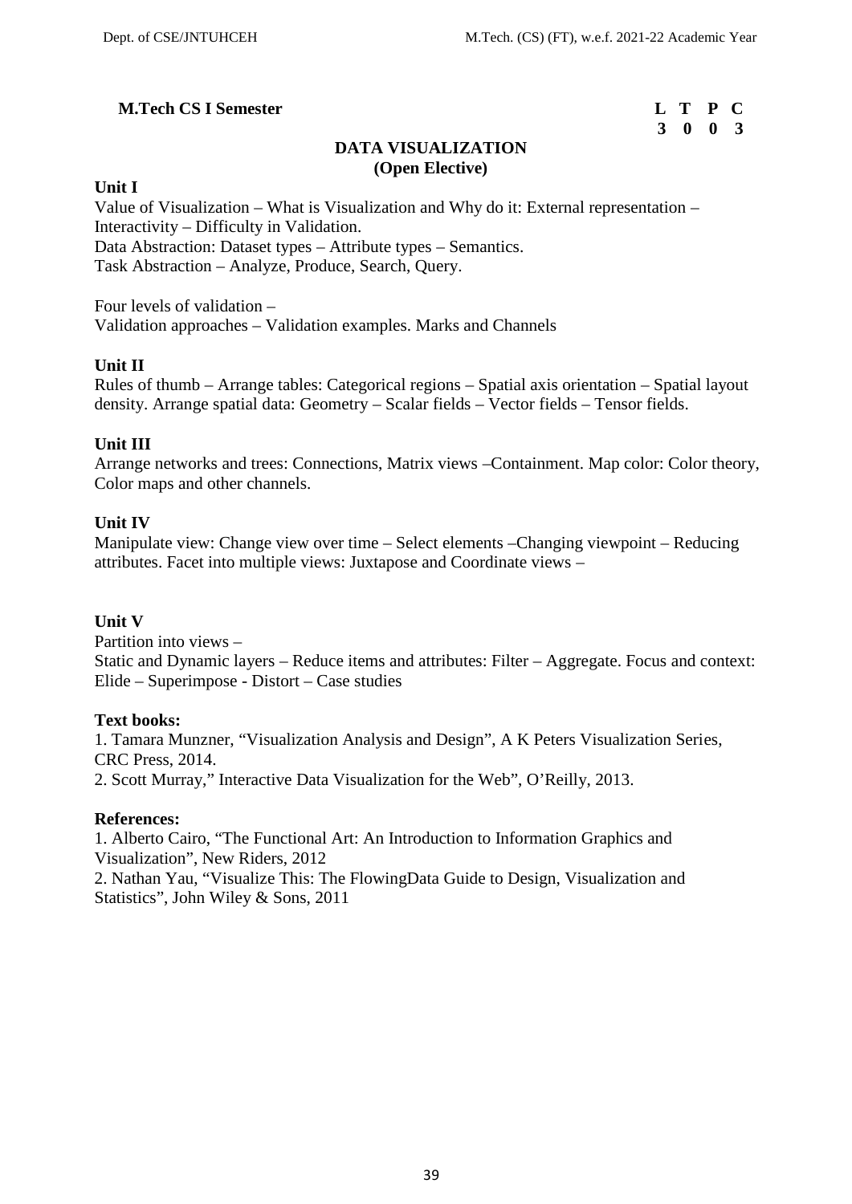**M.Tech CS I Semester**

| L | T | P | C |
|---|---|---|---|
| 3 | 0 | 0 | 3 |

## DATA VISUALIZATION
### (Open Elective)

**Unit I**

Value of Visualization – What is Visualization and Why do it: External representation – Interactivity – Difficulty in Validation.
Data Abstraction: Dataset types – Attribute types – Semantics.
Task Abstraction – Analyze, Produce, Search, Query.

Four levels of validation –
Validation approaches – Validation examples. Marks and Channels

**Unit II**

Rules of thumb – Arrange tables: Categorical regions – Spatial axis orientation – Spatial layout density. Arrange spatial data: Geometry – Scalar fields – Vector fields – Tensor fields.

**Unit III**

Arrange networks and trees: Connections, Matrix views –Containment. Map color: Color theory, Color maps and other channels.

**Unit IV**

Manipulate view: Change view over time – Select elements –Changing viewpoint – Reducing attributes. Facet into multiple views: Juxtapose and Coordinate views –

**Unit V**

Partition into views –
Static and Dynamic layers – Reduce items and attributes: Filter – Aggregate. Focus and context: Elide – Superimpose - Distort – Case studies

**Text books:**

1. Tamara Munzner, "Visualization Analysis and Design", A K Peters Visualization Series, CRC Press, 2014.
2. Scott Murray," Interactive Data Visualization for the Web", O'Reilly, 2013.

**References:**

1. Alberto Cairo, "The Functional Art: An Introduction to Information Graphics and Visualization", New Riders, 2012
2. Nathan Yau, "Visualize This: The FlowingData Guide to Design, Visualization and Statistics", John Wiley & Sons, 2011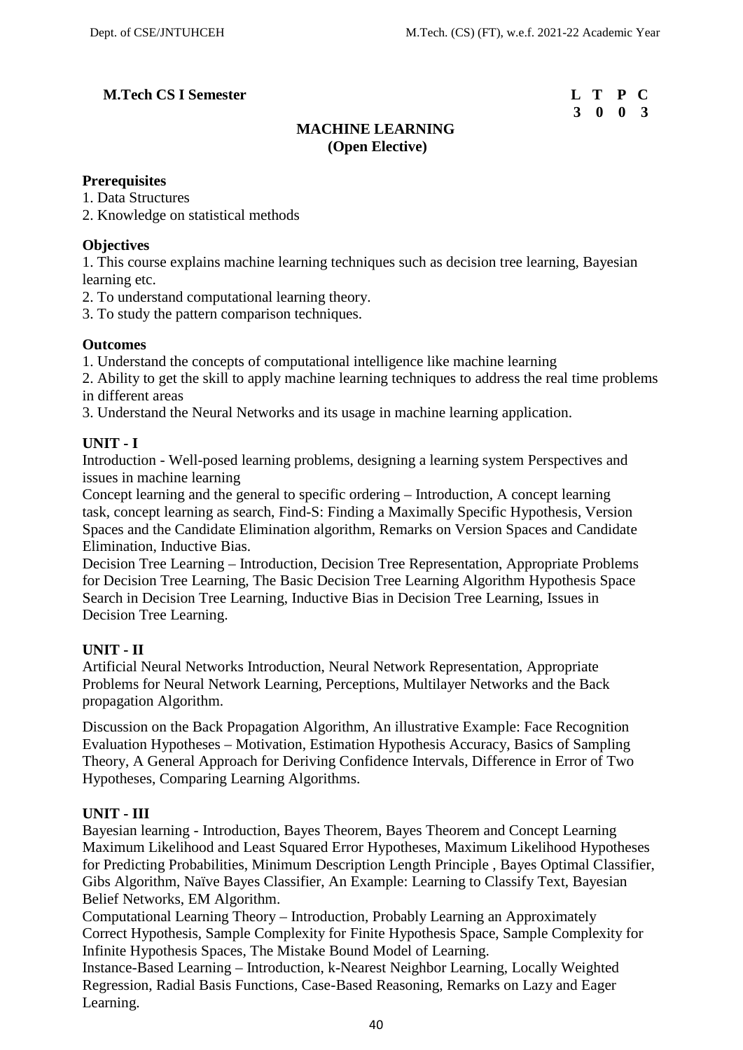**M.Tech CS I Semester**

| L | T | P | C |
|---|---|---|---|
| 3 | 0 | 0 | 3 |

# MACHINE LEARNING
## (Open Elective)

**Prerequisites**

1. Data Structures
2. Knowledge on statistical methods

**Objectives**

1. This course explains machine learning techniques such as decision tree learning, Bayesian learning etc.
2. To understand computational learning theory.
3. To study the pattern comparison techniques.

**Outcomes**

1. Understand the concepts of computational intelligence like machine learning
2. Ability to get the skill to apply machine learning techniques to address the real time problems in different areas
3. Understand the Neural Networks and its usage in machine learning application.

**UNIT - I**

Introduction - Well-posed learning problems, designing a learning system Perspectives and issues in machine learning

Concept learning and the general to specific ordering – Introduction, A concept learning task, concept learning as search, Find-S: Finding a Maximally Specific Hypothesis, Version Spaces and the Candidate Elimination algorithm, Remarks on Version Spaces and Candidate Elimination, Inductive Bias.

Decision Tree Learning – Introduction, Decision Tree Representation, Appropriate Problems for Decision Tree Learning, The Basic Decision Tree Learning Algorithm Hypothesis Space Search in Decision Tree Learning, Inductive Bias in Decision Tree Learning, Issues in Decision Tree Learning.

**UNIT - II**

Artificial Neural Networks Introduction, Neural Network Representation, Appropriate Problems for Neural Network Learning, Perceptions, Multilayer Networks and the Back propagation Algorithm.

Discussion on the Back Propagation Algorithm, An illustrative Example: Face Recognition Evaluation Hypotheses – Motivation, Estimation Hypothesis Accuracy, Basics of Sampling Theory, A General Approach for Deriving Confidence Intervals, Difference in Error of Two Hypotheses, Comparing Learning Algorithms.

**UNIT - III**

Bayesian learning - Introduction, Bayes Theorem, Bayes Theorem and Concept Learning Maximum Likelihood and Least Squared Error Hypotheses, Maximum Likelihood Hypotheses for Predicting Probabilities, Minimum Description Length Principle , Bayes Optimal Classifier, Gibs Algorithm, Naïve Bayes Classifier, An Example: Learning to Classify Text, Bayesian Belief Networks, EM Algorithm.

Computational Learning Theory – Introduction, Probably Learning an Approximately Correct Hypothesis, Sample Complexity for Finite Hypothesis Space, Sample Complexity for Infinite Hypothesis Spaces, The Mistake Bound Model of Learning.

Instance-Based Learning – Introduction, k-Nearest Neighbor Learning, Locally Weighted Regression, Radial Basis Functions, Case-Based Reasoning, Remarks on Lazy and Eager Learning.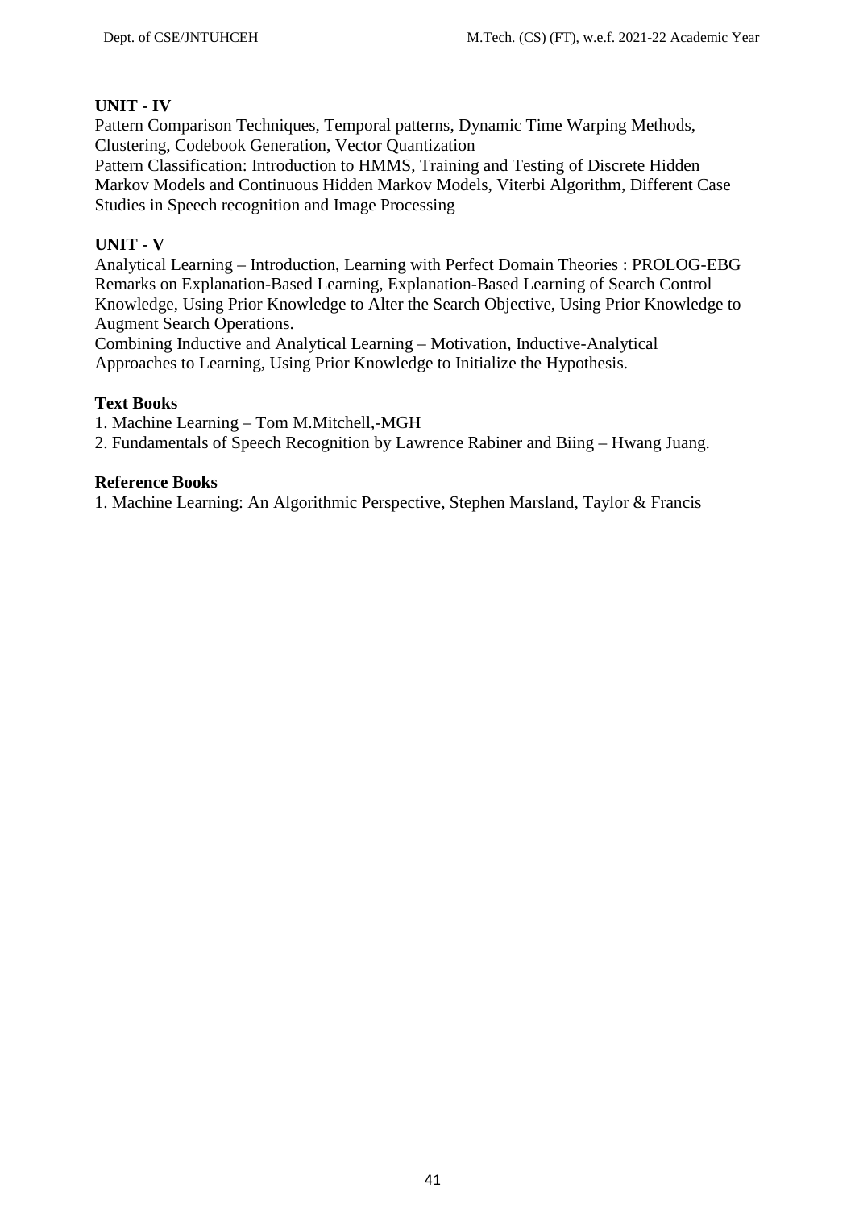**UNIT - IV**

Pattern Comparison Techniques, Temporal patterns, Dynamic Time Warping Methods, Clustering, Codebook Generation, Vector Quantization

Pattern Classification: Introduction to HMMS, Training and Testing of Discrete Hidden Markov Models and Continuous Hidden Markov Models, Viterbi Algorithm, Different Case Studies in Speech recognition and Image Processing

**UNIT - V**

Analytical Learning – Introduction, Learning with Perfect Domain Theories : PROLOG-EBG Remarks on Explanation-Based Learning, Explanation-Based Learning of Search Control Knowledge, Using Prior Knowledge to Alter the Search Objective, Using Prior Knowledge to Augment Search Operations.

Combining Inductive and Analytical Learning – Motivation, Inductive-Analytical Approaches to Learning, Using Prior Knowledge to Initialize the Hypothesis.

**Text Books**

1. Machine Learning – Tom M.Mitchell,-MGH
2. Fundamentals of Speech Recognition by Lawrence Rabiner and Biing – Hwang Juang.

**Reference Books**

1. Machine Learning: An Algorithmic Perspective, Stephen Marsland, Taylor & Francis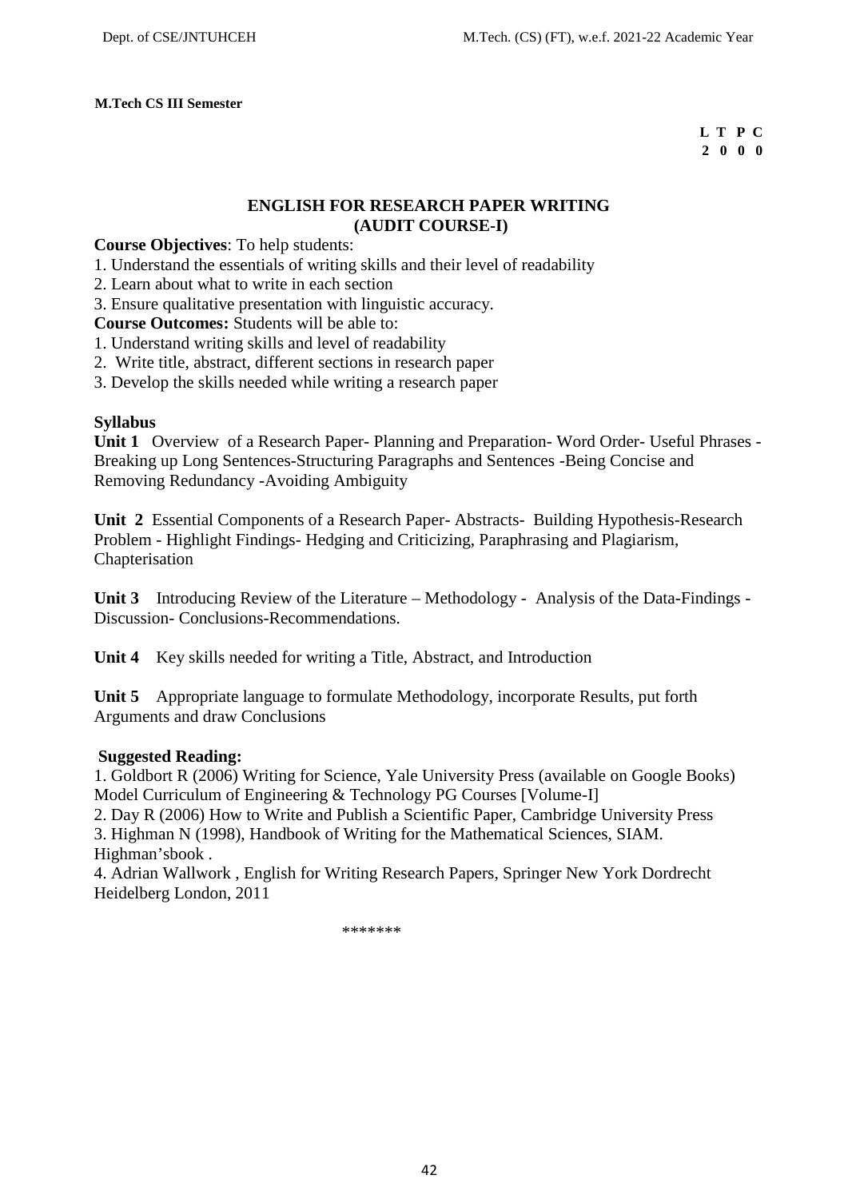**M.Tech CS III Semester**

| L | T | P | C |
|---|---|---|---|
| 2 | 0 | 0 | 0 |

## ENGLISH FOR RESEARCH PAPER WRITING
## (AUDIT COURSE-I)

**Course Objectives**: To help students:

1. Understand the essentials of writing skills and their level of readability
2. Learn about what to write in each section
3. Ensure qualitative presentation with linguistic accuracy.

**Course Outcomes:** Students will be able to:

1. Understand writing skills and level of readability
2. Write title, abstract, different sections in research paper
3. Develop the skills needed while writing a research paper

### Syllabus

**Unit 1** Overview of a Research Paper- Planning and Preparation- Word Order- Useful Phrases - Breaking up Long Sentences-Structuring Paragraphs and Sentences -Being Concise and Removing Redundancy -Avoiding Ambiguity

**Unit 2** Essential Components of a Research Paper- Abstracts- Building Hypothesis-Research Problem - Highlight Findings- Hedging and Criticizing, Paraphrasing and Plagiarism, Chapterisation

**Unit 3** Introducing Review of the Literature – Methodology - Analysis of the Data-Findings - Discussion- Conclusions-Recommendations.

**Unit 4** Key skills needed for writing a Title, Abstract, and Introduction

**Unit 5** Appropriate language to formulate Methodology, incorporate Results, put forth Arguments and draw Conclusions

### Suggested Reading:

1. Goldbort R (2006) Writing for Science, Yale University Press (available on Google Books) Model Curriculum of Engineering & Technology PG Courses [Volume-I]
2. Day R (2006) How to Write and Publish a Scientific Paper, Cambridge University Press
3. Highman N (1998), Handbook of Writing for the Mathematical Sciences, SIAM. Highman'sbook .
4. Adrian Wallwork , English for Writing Research Papers, Springer New York Dordrecht Heidelberg London, 2011

*******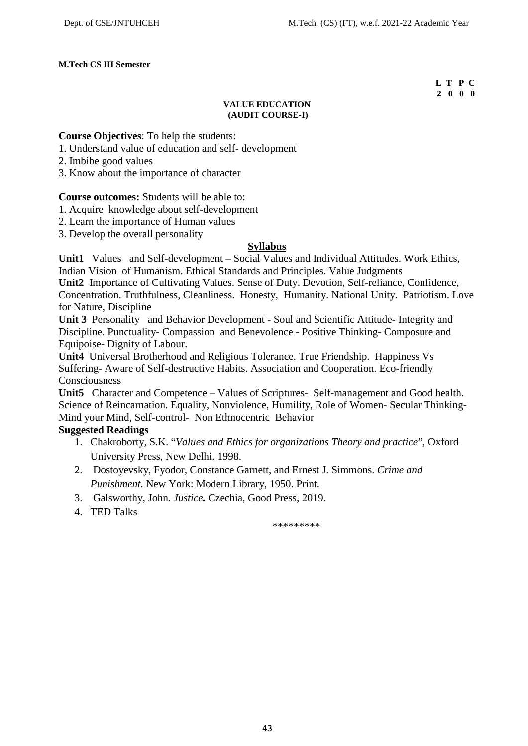**M.Tech CS III Semester**

| L | T | P | C |
|---|---|---|---|
| 2 | 0 | 0 | 0 |

**VALUE EDUCATION**
**(AUDIT COURSE-I)**

**Course Objectives**: To help the students:

1. Understand value of education and self- development
2. Imbibe good values
3. Know about the importance of character

**Course outcomes:** Students will be able to:

1. Acquire knowledge about self-development
2. Learn the importance of Human values
3. Develop the overall personality

## Syllabus

**Unit1** Values and Self-development – Social Values and Individual Attitudes. Work Ethics, Indian Vision of Humanism. Ethical Standards and Principles. Value Judgments

**Unit2** Importance of Cultivating Values. Sense of Duty. Devotion, Self-reliance, Confidence, Concentration. Truthfulness, Cleanliness. Honesty, Humanity. National Unity. Patriotism. Love for Nature, Discipline

**Unit 3** Personality and Behavior Development - Soul and Scientific Attitude- Integrity and Discipline. Punctuality- Compassion and Benevolence - Positive Thinking- Composure and Equipoise- Dignity of Labour.

**Unit4** Universal Brotherhood and Religious Tolerance. True Friendship. Happiness Vs Suffering- Aware of Self-destructive Habits. Association and Cooperation. Eco-friendly Consciousness

**Unit5** Character and Competence – Values of Scriptures- Self-management and Good health. Science of Reincarnation. Equality, Nonviolence, Humility, Role of Women- Secular Thinking- Mind your Mind, Self-control- Non Ethnocentric Behavior

**Suggested Readings**

1. Chakroborty, S.K. "*Values and Ethics for organizations Theory and practice*", Oxford University Press, New Delhi. 1998.
2. Dostoyevsky, Fyodor, Constance Garnett, and Ernest J. Simmons. *Crime and Punishment*. New York: Modern Library, 1950. Print.
3. Galsworthy, John. ***Justice.*** Czechia, Good Press, 2019.
4. TED Talks

*********